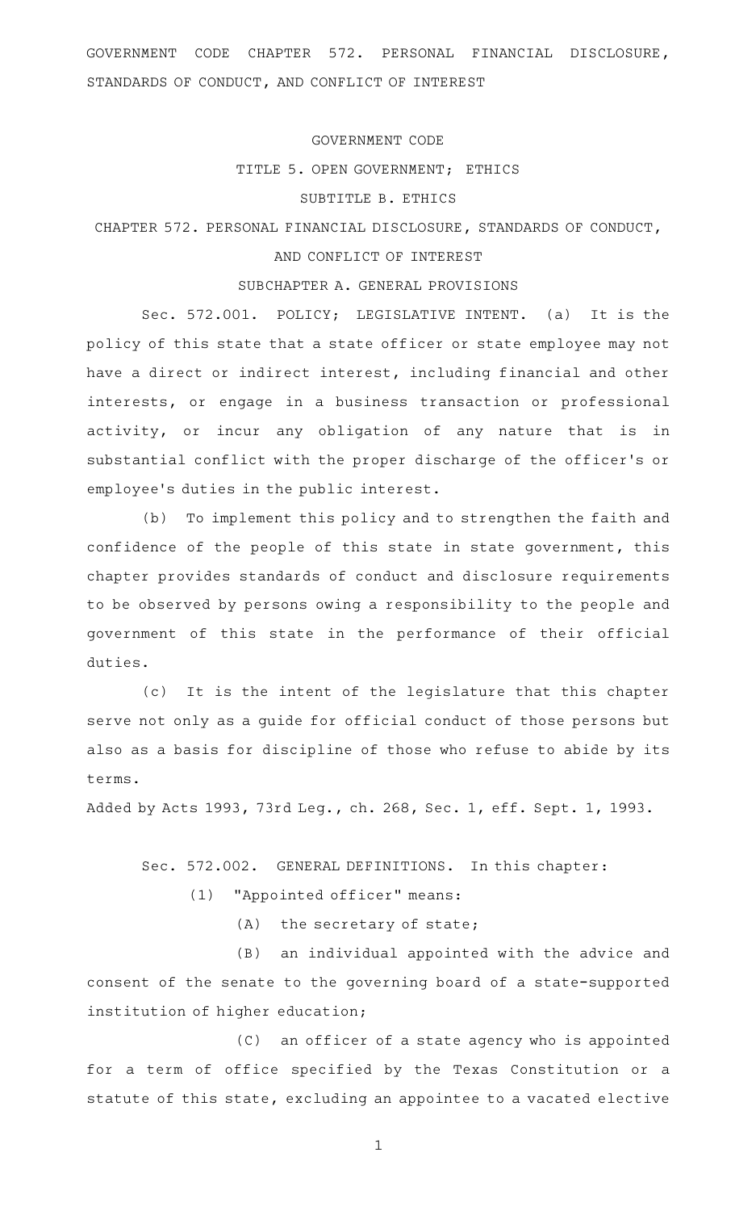GOVERNMENT CODE CHAPTER 572. PERSONAL FINANCIAL DISCLOSURE, STANDARDS OF CONDUCT, AND CONFLICT OF INTEREST

GOVERNMENT CODE

TITLE 5. OPEN GOVERNMENT; ETHICS

SUBTITLE B. ETHICS

CHAPTER 572. PERSONAL FINANCIAL DISCLOSURE, STANDARDS OF CONDUCT, AND CONFLICT OF INTEREST

SUBCHAPTER A. GENERAL PROVISIONS

Sec. 572.001. POLICY; LEGISLATIVE INTENT. (a) It is the policy of this state that a state officer or state employee may not have a direct or indirect interest, including financial and other interests, or engage in a business transaction or professional activity, or incur any obligation of any nature that is in substantial conflict with the proper discharge of the officer's or employee's duties in the public interest.

(b) To implement this policy and to strengthen the faith and confidence of the people of this state in state government, this chapter provides standards of conduct and disclosure requirements to be observed by persons owing a responsibility to the people and government of this state in the performance of their official duties.

(c) It is the intent of the legislature that this chapter serve not only as a guide for official conduct of those persons but also as a basis for discipline of those who refuse to abide by its terms.

Added by Acts 1993, 73rd Leg., ch. 268, Sec. 1, eff. Sept. 1, 1993.

Sec. 572.002. GENERAL DEFINITIONS. In this chapter:

(1) "Appointed officer" means:

(A) the secretary of state;

(B) an individual appointed with the advice and consent of the senate to the governing board of a state-supported institution of higher education;

(C) an officer of a state agency who is appointed for a term of office specified by the Texas Constitution or a statute of this state, excluding an appointee to a vacated elective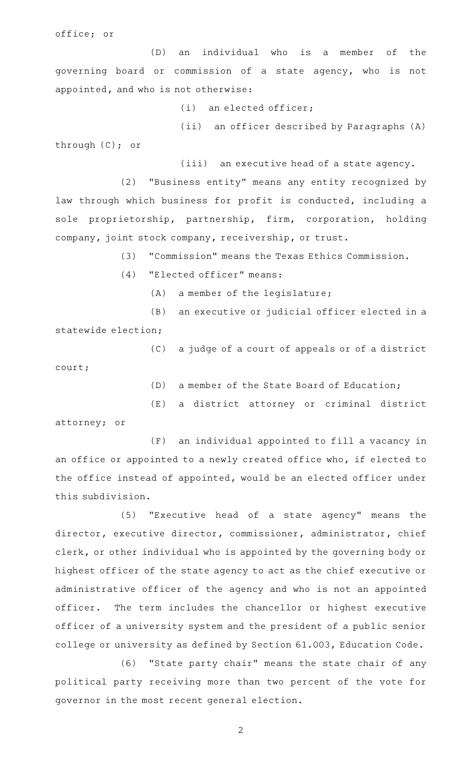office; or

(D) an individual who is a member of the governing board or commission of a state agency, who is not appointed, and who is not otherwise:

(i) an elected officer;

(ii) an officer described by Paragraphs (A) through (C); or

(iii) an executive head of a state agency.

(2) "Business entity" means any entity recognized by law through which business for profit is conducted, including a sole proprietorship, partnership, firm, corporation, holding company, joint stock company, receivership, or trust.

(3) "Commission" means the Texas Ethics Commission.

(4) "Elected officer" means:

(A) a member of the legislature;

(B) an executive or judicial officer elected in a statewide election;

(C) a judge of a court of appeals or of a district court;

(D) a member of the State Board of Education;

(E) a district attorney or criminal district attorney; or

(F) an individual appointed to fill a vacancy in an office or appointed to a newly created office who, if elected to the office instead of appointed, would be an elected officer under this subdivision.

(5) "Executive head of a state agency" means the director, executive director, commissioner, administrator, chief clerk, or other individual who is appointed by the governing body or highest officer of the state agency to act as the chief executive or administrative officer of the agency and who is not an appointed officer. The term includes the chancellor or highest executive officer of a university system and the president of a public senior college or university as defined by Section 61.003, Education Code.

(6) "State party chair" means the state chair of any political party receiving more than two percent of the vote for governor in the most recent general election.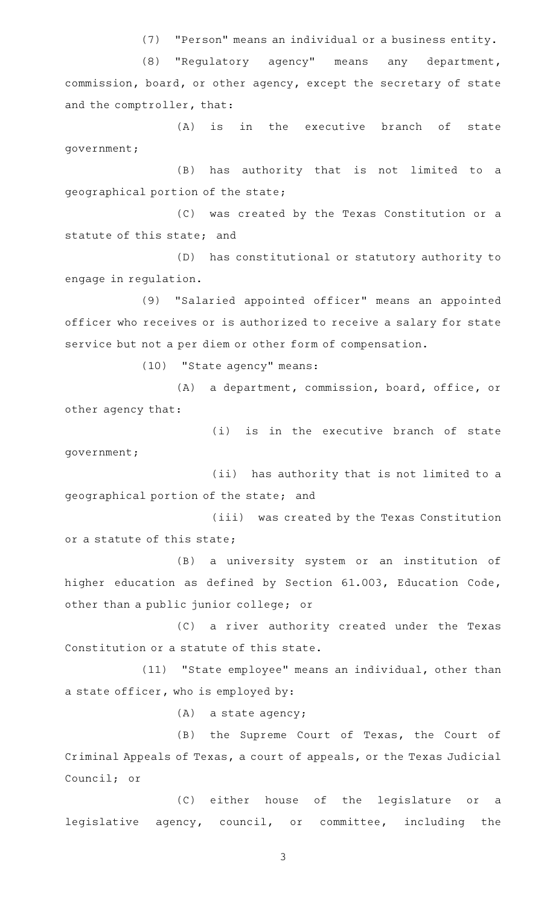(7) "Person" means an individual or a business entity.

(8) "Regulatory agency" means any department, commission, board, or other agency, except the secretary of state and the comptroller, that:

(A) is in the executive branch of state government;

(B) has authority that is not limited to a geographical portion of the state;

(C) was created by the Texas Constitution or a statute of this state; and

(D) has constitutional or statutory authority to engage in regulation.

(9) "Salaried appointed officer" means an appointed officer who receives or is authorized to receive a salary for state service but not a per diem or other form of compensation.

(10) "State agency" means:

(A) a department, commission, board, office, or other agency that:

(i) is in the executive branch of state government;

(ii) has authority that is not limited to a geographical portion of the state; and

(iii) was created by the Texas Constitution or a statute of this state;

(B) a university system or an institution of higher education as defined by Section 61.003, Education Code, other than a public junior college; or

(C) a river authority created under the Texas Constitution or a statute of this state.

(11) "State employee" means an individual, other than a state officer, who is employed by:

(A) a state agency;

(B) the Supreme Court of Texas, the Court of Criminal Appeals of Texas, a court of appeals, or the Texas Judicial Council; or

(C) either house of the legislature or a legislative agency, council, or committee, including the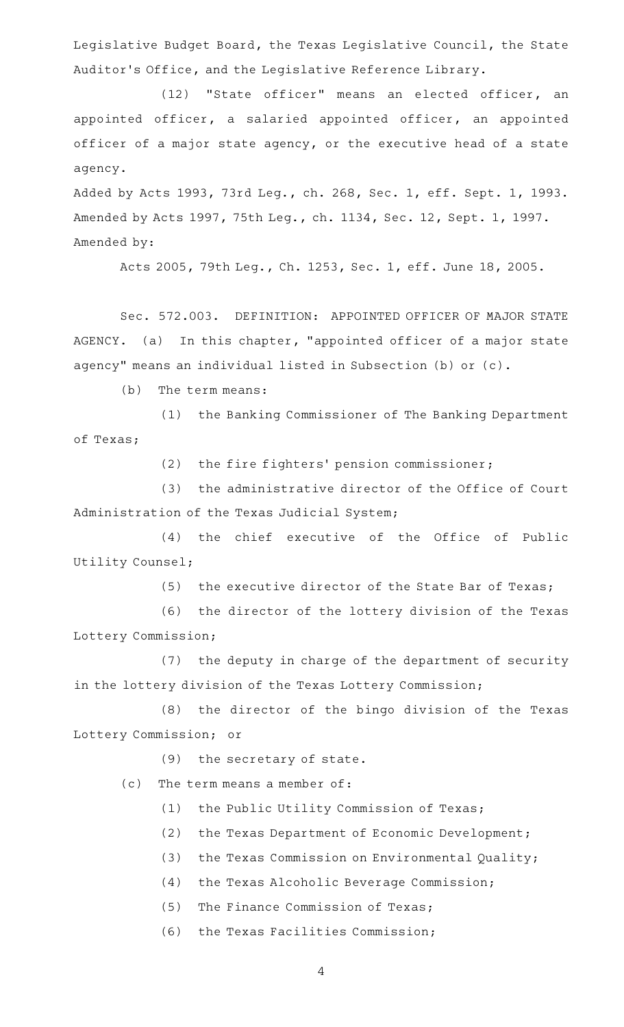Legislative Budget Board, the Texas Legislative Council, the State Auditor's Office, and the Legislative Reference Library.

(12) "State officer" means an elected officer, an appointed officer, a salaried appointed officer, an appointed officer of a major state agency, or the executive head of a state agency.

Added by Acts 1993, 73rd Leg., ch. 268, Sec. 1, eff. Sept. 1, 1993. Amended by Acts 1997, 75th Leg., ch. 1134, Sec. 12, Sept. 1, 1997.
Amended by:

Acts 2005, 79th Leg., Ch. 1253, Sec. 1, eff. June 18, 2005.

Sec. 572.003. DEFINITION: APPOINTED OFFICER OF MAJOR STATE AGENCY. (a) In this chapter, "appointed officer of a major state agency" means an individual listed in Subsection (b) or (c).

(b) The term means:

(1) the Banking Commissioner of The Banking Department of Texas;

(2) the fire fighters' pension commissioner;

(3) the administrative director of the Office of Court Administration of the Texas Judicial System;

(4) the chief executive of the Office of Public Utility Counsel;

(5) the executive director of the State Bar of Texas;

(6) the director of the lottery division of the Texas Lottery Commission;

(7) the deputy in charge of the department of security in the lottery division of the Texas Lottery Commission;

(8) the director of the bingo division of the Texas Lottery Commission; or

(9) the secretary of state.

(c) The term means a member of:

(1) the Public Utility Commission of Texas;

(2) the Texas Department of Economic Development;

(3) the Texas Commission on Environmental Quality;

(4) the Texas Alcoholic Beverage Commission;

(5) The Finance Commission of Texas;

(6) the Texas Facilities Commission;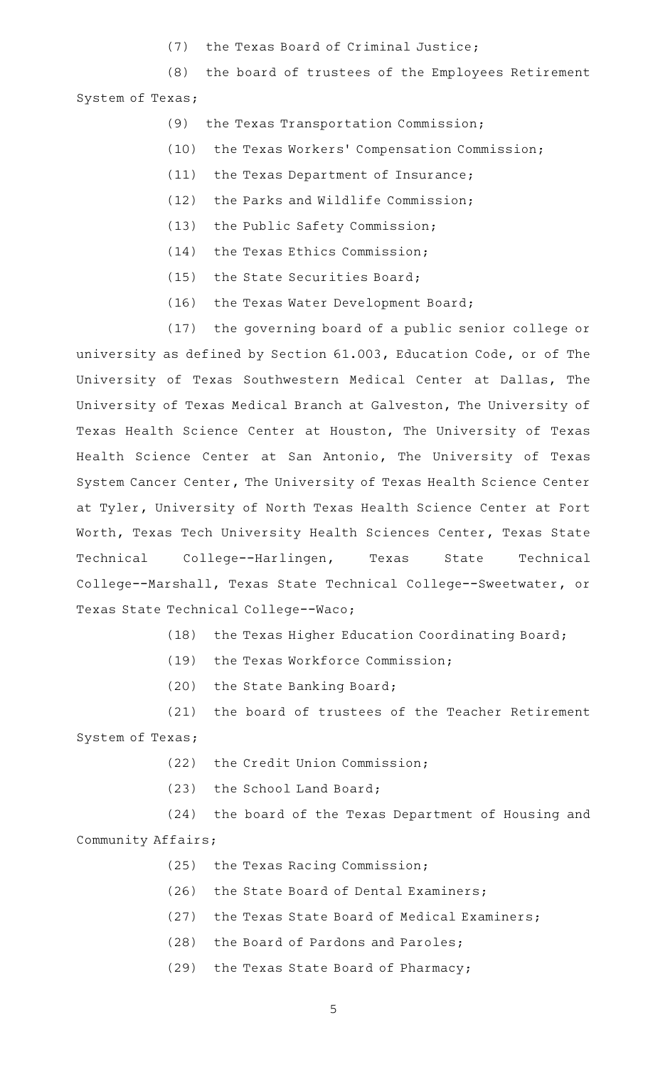(7) the Texas Board of Criminal Justice;

(8) the board of trustees of the Employees Retirement System of Texas;

(9) the Texas Transportation Commission;

(10) the Texas Workers' Compensation Commission;

(11) the Texas Department of Insurance;

(12) the Parks and Wildlife Commission;

(13) the Public Safety Commission;

(14) the Texas Ethics Commission;

(15) the State Securities Board;

(16) the Texas Water Development Board;

(17) the governing board of a public senior college or university as defined by Section 61.003, Education Code, or of The University of Texas Southwestern Medical Center at Dallas, The University of Texas Medical Branch at Galveston, The University of Texas Health Science Center at Houston, The University of Texas Health Science Center at San Antonio, The University of Texas System Cancer Center, The University of Texas Health Science Center at Tyler, University of North Texas Health Science Center at Fort Worth, Texas Tech University Health Sciences Center, Texas State Technical College--Harlingen, Texas State Technical College--Marshall, Texas State Technical College--Sweetwater, or Texas State Technical College--Waco;

(18) the Texas Higher Education Coordinating Board;

(19) the Texas Workforce Commission;

(20) the State Banking Board;

(21) the board of trustees of the Teacher Retirement System of Texas;

(22) the Credit Union Commission;

(23) the School Land Board;

(24) the board of the Texas Department of Housing and Community Affairs;

(25) the Texas Racing Commission;

(26) the State Board of Dental Examiners;

(27) the Texas State Board of Medical Examiners;

(28) the Board of Pardons and Paroles;

(29) the Texas State Board of Pharmacy;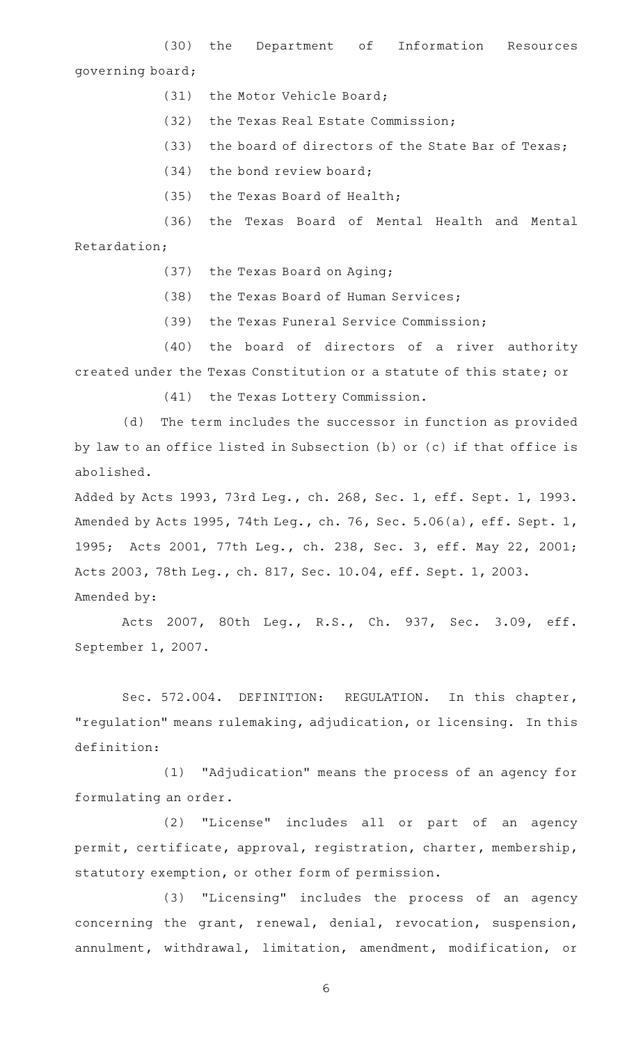(30) the Department of Information Resources governing board;

(31) the Motor Vehicle Board;

(32) the Texas Real Estate Commission;

(33) the board of directors of the State Bar of Texas;

(34) the bond review board;

(35) the Texas Board of Health;

(36) the Texas Board of Mental Health and Mental Retardation;

(37) the Texas Board on Aging;

(38) the Texas Board of Human Services;

(39) the Texas Funeral Service Commission;

(40) the board of directors of a river authority created under the Texas Constitution or a statute of this state; or

(41) the Texas Lottery Commission.

(d) The term includes the successor in function as provided by law to an office listed in Subsection (b) or (c) if that office is abolished.

Added by Acts 1993, 73rd Leg., ch. 268, Sec. 1, eff. Sept. 1, 1993. Amended by Acts 1995, 74th Leg., ch. 76, Sec. 5.06(a), eff. Sept. 1, 1995; Acts 2001, 77th Leg., ch. 238, Sec. 3, eff. May 22, 2001; Acts 2003, 78th Leg., ch. 817, Sec. 10.04, eff. Sept. 1, 2003.

Amended by:

Acts 2007, 80th Leg., R.S., Ch. 937, Sec. 3.09, eff. September 1, 2007.

Sec. 572.004. DEFINITION: REGULATION. In this chapter, "regulation" means rulemaking, adjudication, or licensing. In this definition:

(1) "Adjudication" means the process of an agency for formulating an order.

(2) "License" includes all or part of an agency permit, certificate, approval, registration, charter, membership, statutory exemption, or other form of permission.

(3) "Licensing" includes the process of an agency concerning the grant, renewal, denial, revocation, suspension, annulment, withdrawal, limitation, amendment, modification, or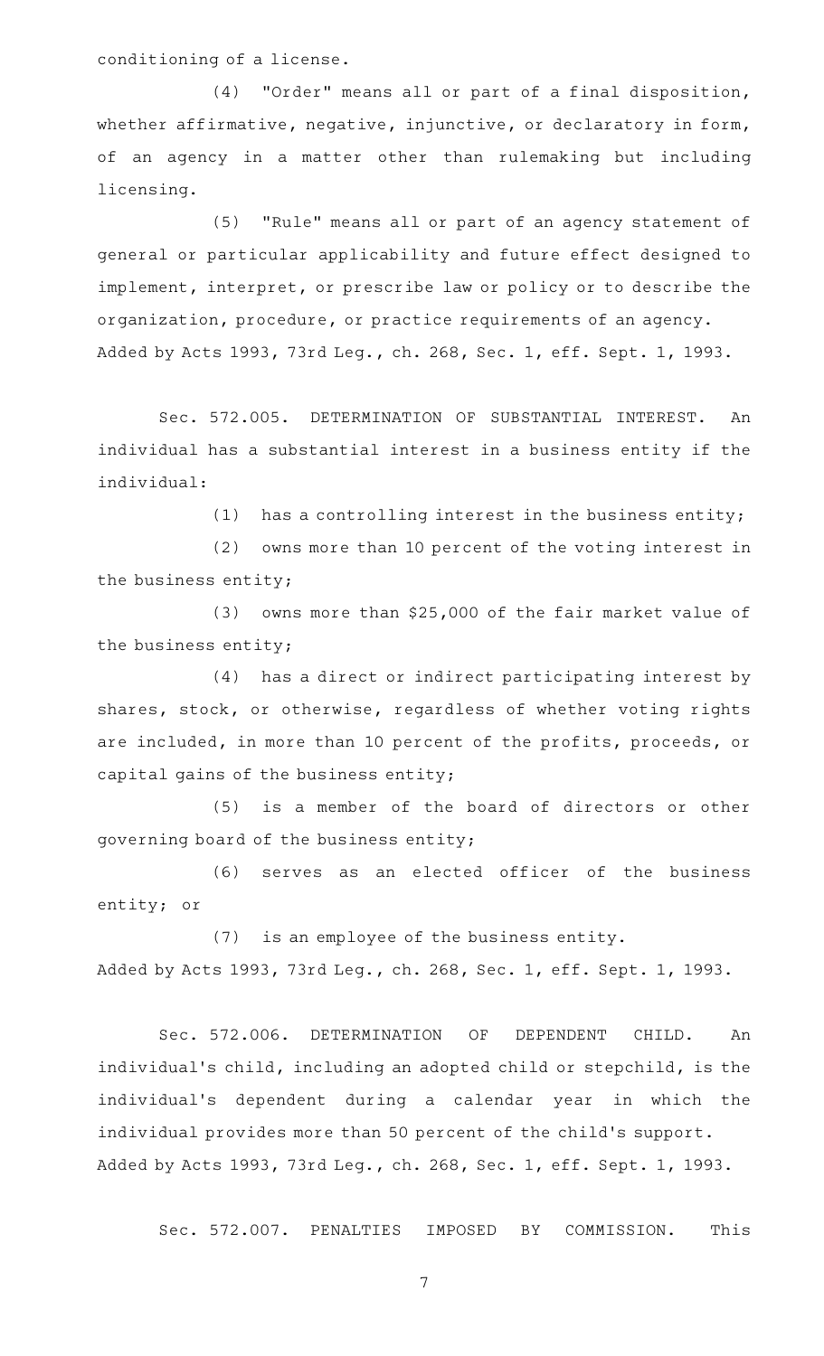conditioning of a license.

(4) "Order" means all or part of a final disposition, whether affirmative, negative, injunctive, or declaratory in form, of an agency in a matter other than rulemaking but including licensing.

(5) "Rule" means all or part of an agency statement of general or particular applicability and future effect designed to implement, interpret, or prescribe law or policy or to describe the organization, procedure, or practice requirements of an agency.

Added by Acts 1993, 73rd Leg., ch. 268, Sec. 1, eff. Sept. 1, 1993.

Sec. 572.005. DETERMINATION OF SUBSTANTIAL INTEREST. An individual has a substantial interest in a business entity if the individual:

(1) has a controlling interest in the business entity;

(2) owns more than 10 percent of the voting interest in the business entity;

(3) owns more than $25,000 of the fair market value of the business entity;

(4) has a direct or indirect participating interest by shares, stock, or otherwise, regardless of whether voting rights are included, in more than 10 percent of the profits, proceeds, or capital gains of the business entity;

(5) is a member of the board of directors or other governing board of the business entity;

(6) serves as an elected officer of the business entity; or

(7) is an employee of the business entity.

Added by Acts 1993, 73rd Leg., ch. 268, Sec. 1, eff. Sept. 1, 1993.

Sec. 572.006. DETERMINATION OF DEPENDENT CHILD. An individual's child, including an adopted child or stepchild, is the individual's dependent during a calendar year in which the individual provides more than 50 percent of the child's support.

Added by Acts 1993, 73rd Leg., ch. 268, Sec. 1, eff. Sept. 1, 1993.

Sec. 572.007. PENALTIES IMPOSED BY COMMISSION. This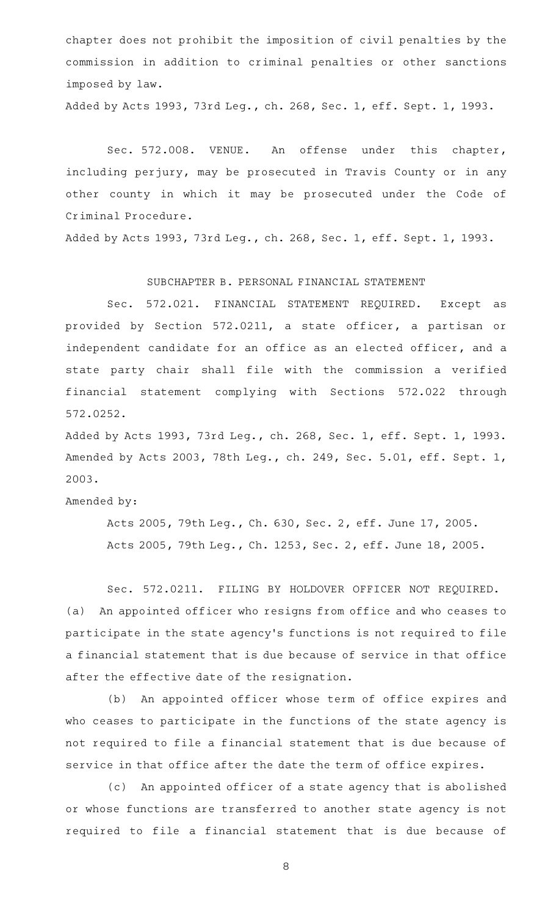chapter does not prohibit the imposition of civil penalties by the commission in addition to criminal penalties or other sanctions imposed by law.

Added by Acts 1993, 73rd Leg., ch. 268, Sec. 1, eff. Sept. 1, 1993.

Sec. 572.008. VENUE. An offense under this chapter, including perjury, may be prosecuted in Travis County or in any other county in which it may be prosecuted under the Code of Criminal Procedure.

Added by Acts 1993, 73rd Leg., ch. 268, Sec. 1, eff. Sept. 1, 1993.

SUBCHAPTER B. PERSONAL FINANCIAL STATEMENT

Sec. 572.021. FINANCIAL STATEMENT REQUIRED. Except as provided by Section 572.0211, a state officer, a partisan or independent candidate for an office as an elected officer, and a state party chair shall file with the commission a verified financial statement complying with Sections 572.022 through 572.0252.

Added by Acts 1993, 73rd Leg., ch. 268, Sec. 1, eff. Sept. 1, 1993. Amended by Acts 2003, 78th Leg., ch. 249, Sec. 5.01, eff. Sept. 1, 2003.

Amended by:

Acts 2005, 79th Leg., Ch. 630, Sec. 2, eff. June 17, 2005.

Acts 2005, 79th Leg., Ch. 1253, Sec. 2, eff. June 18, 2005.

Sec. 572.0211. FILING BY HOLDOVER OFFICER NOT REQUIRED. (a) An appointed officer who resigns from office and who ceases to participate in the state agency's functions is not required to file a financial statement that is due because of service in that office after the effective date of the resignation.

(b) An appointed officer whose term of office expires and who ceases to participate in the functions of the state agency is not required to file a financial statement that is due because of service in that office after the date the term of office expires.

(c) An appointed officer of a state agency that is abolished or whose functions are transferred to another state agency is not required to file a financial statement that is due because of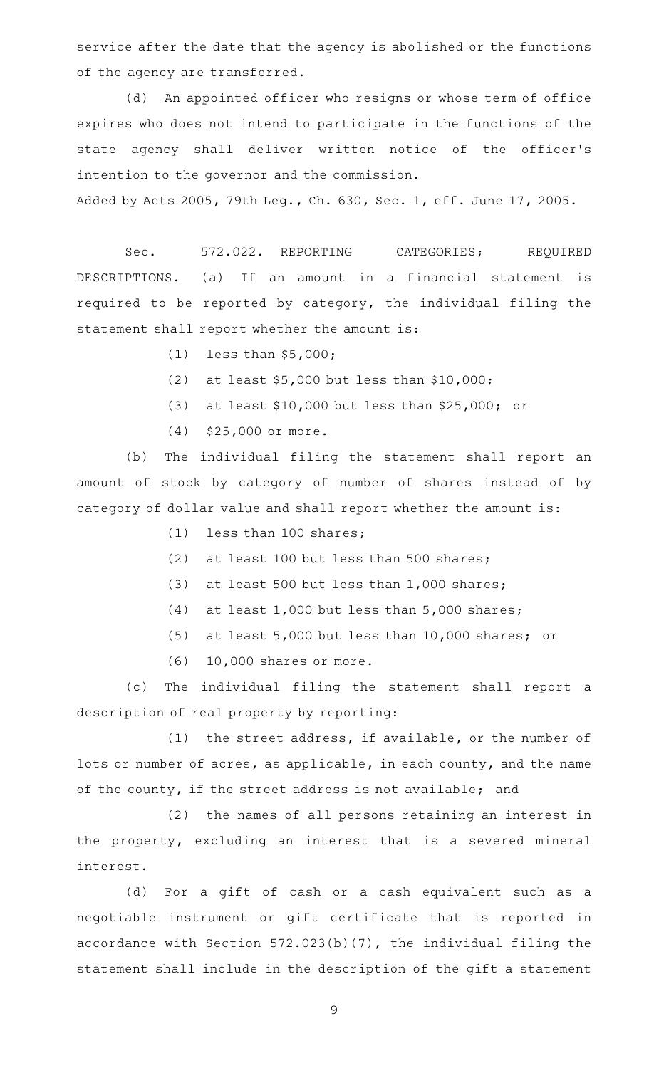service after the date that the agency is abolished or the functions of the agency are transferred.

(d) An appointed officer who resigns or whose term of office expires who does not intend to participate in the functions of the state agency shall deliver written notice of the officer's intention to the governor and the commission.

Added by Acts 2005, 79th Leg., Ch. 630, Sec. 1, eff. June 17, 2005.

Sec. 572.022. REPORTING CATEGORIES; REQUIRED DESCRIPTIONS. (a) If an amount in a financial statement is required to be reported by category, the individual filing the statement shall report whether the amount is:

(1) less than $5,000;

(2) at least $5,000 but less than $10,000;

(3) at least $10,000 but less than $25,000; or

(4) $25,000 or more.

(b) The individual filing the statement shall report an amount of stock by category of number of shares instead of by category of dollar value and shall report whether the amount is:

(1) less than 100 shares;

(2) at least 100 but less than 500 shares;

(3) at least 500 but less than 1,000 shares;

(4) at least 1,000 but less than 5,000 shares;

(5) at least 5,000 but less than 10,000 shares; or

(6) 10,000 shares or more.

(c) The individual filing the statement shall report a description of real property by reporting:

(1) the street address, if available, or the number of lots or number of acres, as applicable, in each county, and the name of the county, if the street address is not available; and

(2) the names of all persons retaining an interest in the property, excluding an interest that is a severed mineral interest.

(d) For a gift of cash or a cash equivalent such as a negotiable instrument or gift certificate that is reported in accordance with Section 572.023(b)(7), the individual filing the statement shall include in the description of the gift a statement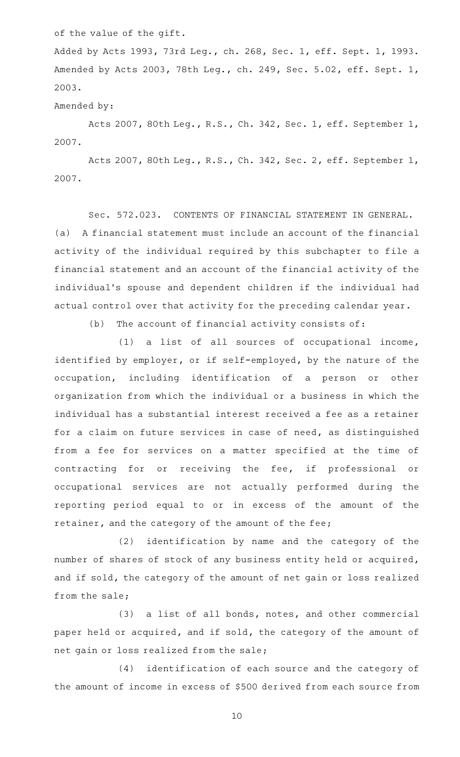of the value of the gift.

Added by Acts 1993, 73rd Leg., ch. 268, Sec. 1, eff. Sept. 1, 1993. Amended by Acts 2003, 78th Leg., ch. 249, Sec. 5.02, eff. Sept. 1, 2003.

Amended by:

Acts 2007, 80th Leg., R.S., Ch. 342, Sec. 1, eff. September 1, 2007.

Acts 2007, 80th Leg., R.S., Ch. 342, Sec. 2, eff. September 1, 2007.

Sec. 572.023. CONTENTS OF FINANCIAL STATEMENT IN GENERAL. (a) A financial statement must include an account of the financial activity of the individual required by this subchapter to file a financial statement and an account of the financial activity of the individual's spouse and dependent children if the individual had actual control over that activity for the preceding calendar year.

(b) The account of financial activity consists of:

(1) a list of all sources of occupational income, identified by employer, or if self-employed, by the nature of the occupation, including identification of a person or other organization from which the individual or a business in which the individual has a substantial interest received a fee as a retainer for a claim on future services in case of need, as distinguished from a fee for services on a matter specified at the time of contracting for or receiving the fee, if professional or occupational services are not actually performed during the reporting period equal to or in excess of the amount of the retainer, and the category of the amount of the fee;

(2) identification by name and the category of the number of shares of stock of any business entity held or acquired, and if sold, the category of the amount of net gain or loss realized from the sale;

(3) a list of all bonds, notes, and other commercial paper held or acquired, and if sold, the category of the amount of net gain or loss realized from the sale;

(4) identification of each source and the category of the amount of income in excess of $500 derived from each source from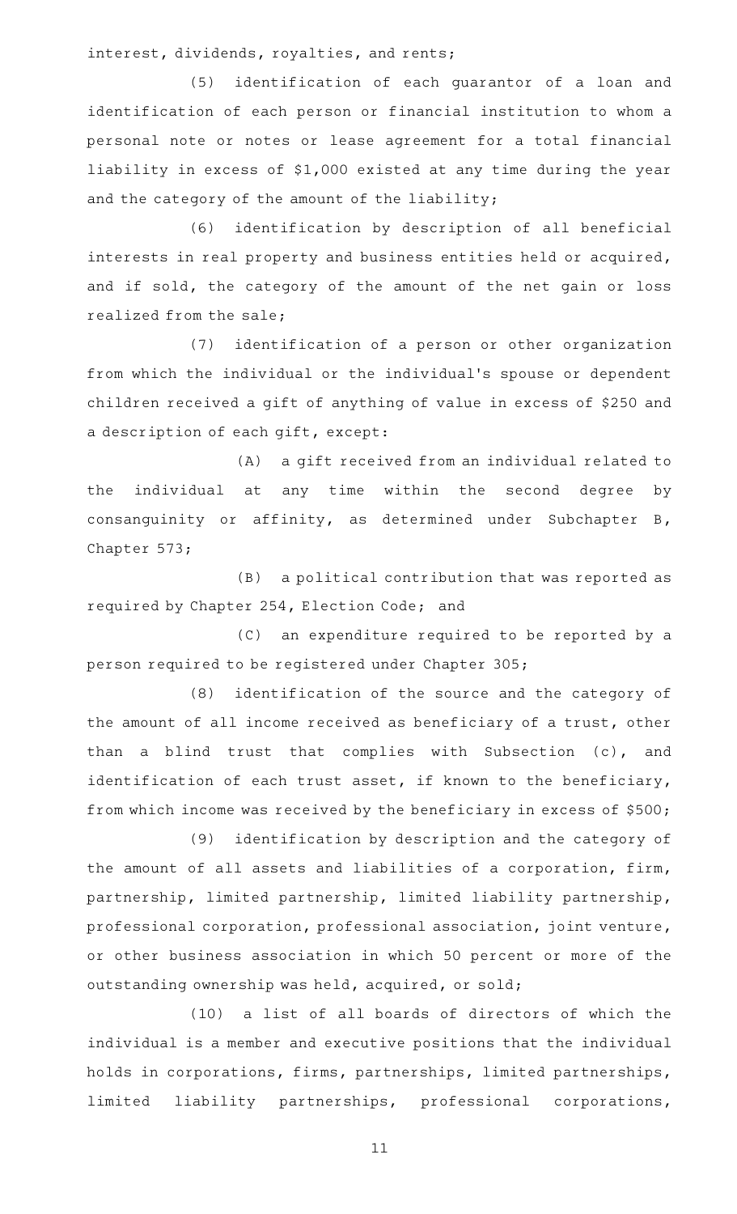interest, dividends, royalties, and rents;

(5) identification of each guarantor of a loan and identification of each person or financial institution to whom a personal note or notes or lease agreement for a total financial liability in excess of $1,000 existed at any time during the year and the category of the amount of the liability;

(6) identification by description of all beneficial interests in real property and business entities held or acquired, and if sold, the category of the amount of the net gain or loss realized from the sale;

(7) identification of a person or other organization from which the individual or the individual's spouse or dependent children received a gift of anything of value in excess of $250 and a description of each gift, except:

(A) a gift received from an individual related to the individual at any time within the second degree by consanguinity or affinity, as determined under Subchapter B, Chapter 573;

(B) a political contribution that was reported as required by Chapter 254, Election Code; and

(C) an expenditure required to be reported by a person required to be registered under Chapter 305;

(8) identification of the source and the category of the amount of all income received as beneficiary of a trust, other than a blind trust that complies with Subsection (c), and identification of each trust asset, if known to the beneficiary, from which income was received by the beneficiary in excess of $500;

(9) identification by description and the category of the amount of all assets and liabilities of a corporation, firm, partnership, limited partnership, limited liability partnership, professional corporation, professional association, joint venture, or other business association in which 50 percent or more of the outstanding ownership was held, acquired, or sold;

(10) a list of all boards of directors of which the individual is a member and executive positions that the individual holds in corporations, firms, partnerships, limited partnerships, limited liability partnerships, professional corporations,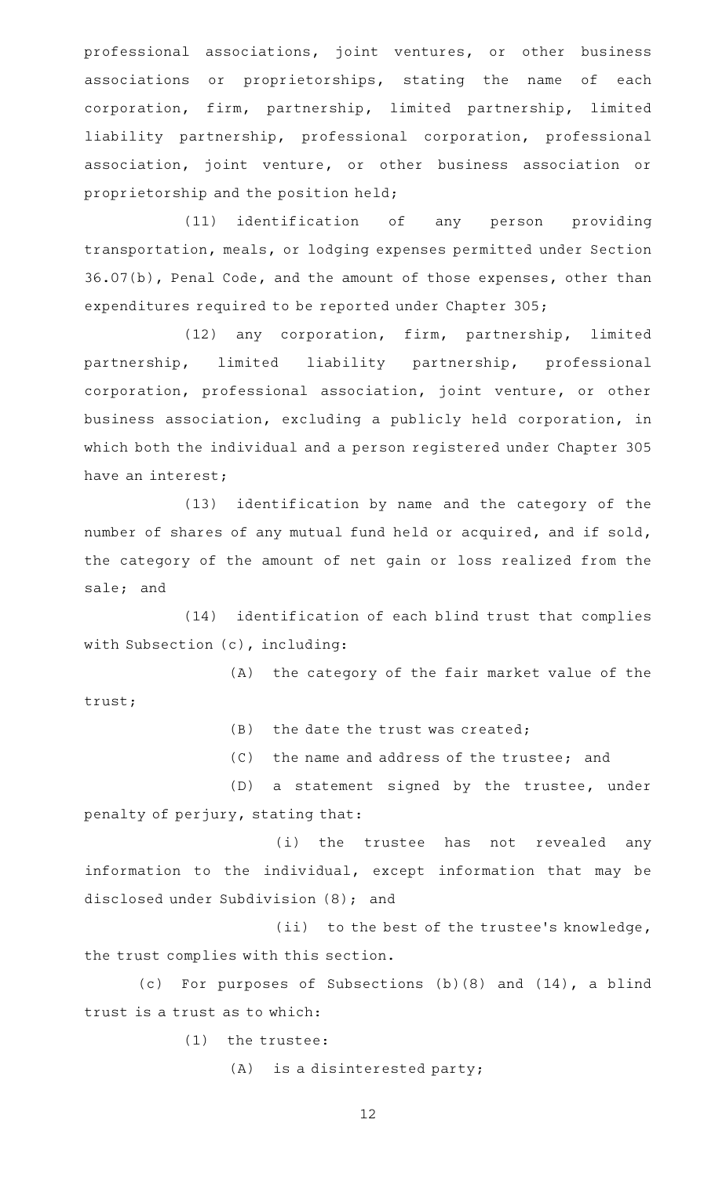professional associations, joint ventures, or other business associations or proprietorships, stating the name of each corporation, firm, partnership, limited partnership, limited liability partnership, professional corporation, professional association, joint venture, or other business association or proprietorship and the position held;

(11) identification of any person providing transportation, meals, or lodging expenses permitted under Section 36.07(b), Penal Code, and the amount of those expenses, other than expenditures required to be reported under Chapter 305;

(12) any corporation, firm, partnership, limited partnership, limited liability partnership, professional corporation, professional association, joint venture, or other business association, excluding a publicly held corporation, in which both the individual and a person registered under Chapter 305 have an interest;

(13) identification by name and the category of the number of shares of any mutual fund held or acquired, and if sold, the category of the amount of net gain or loss realized from the sale; and

(14) identification of each blind trust that complies with Subsection (c), including:

(A) the category of the fair market value of the trust;

(B) the date the trust was created;

(C) the name and address of the trustee; and

(D) a statement signed by the trustee, under penalty of perjury, stating that:

(i) the trustee has not revealed any information to the individual, except information that may be disclosed under Subdivision (8); and

(ii) to the best of the trustee's knowledge, the trust complies with this section.

(c) For purposes of Subsections (b)(8) and (14), a blind trust is a trust as to which:

(1) the trustee:

(A) is a disinterested party;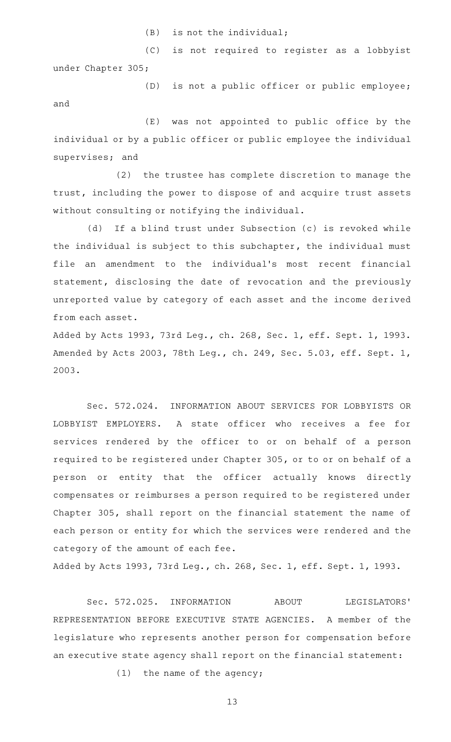(B) is not the individual;

(C) is not required to register as a lobbyist under Chapter 305;

(D) is not a public officer or public employee; and

(E) was not appointed to public office by the individual or by a public officer or public employee the individual supervises; and

(2) the trustee has complete discretion to manage the trust, including the power to dispose of and acquire trust assets without consulting or notifying the individual.

(d) If a blind trust under Subsection (c) is revoked while the individual is subject to this subchapter, the individual must file an amendment to the individual's most recent financial statement, disclosing the date of revocation and the previously unreported value by category of each asset and the income derived from each asset.

Added by Acts 1993, 73rd Leg., ch. 268, Sec. 1, eff. Sept. 1, 1993. Amended by Acts 2003, 78th Leg., ch. 249, Sec. 5.03, eff. Sept. 1, 2003.

Sec. 572.024. INFORMATION ABOUT SERVICES FOR LOBBYISTS OR LOBBYIST EMPLOYERS. A state officer who receives a fee for services rendered by the officer to or on behalf of a person required to be registered under Chapter 305, or to or on behalf of a person or entity that the officer actually knows directly compensates or reimburses a person required to be registered under Chapter 305, shall report on the financial statement the name of each person or entity for which the services were rendered and the category of the amount of each fee.

Added by Acts 1993, 73rd Leg., ch. 268, Sec. 1, eff. Sept. 1, 1993.

Sec. 572.025. INFORMATION ABOUT LEGISLATORS' REPRESENTATION BEFORE EXECUTIVE STATE AGENCIES. A member of the legislature who represents another person for compensation before an executive state agency shall report on the financial statement:

(1) the name of the agency;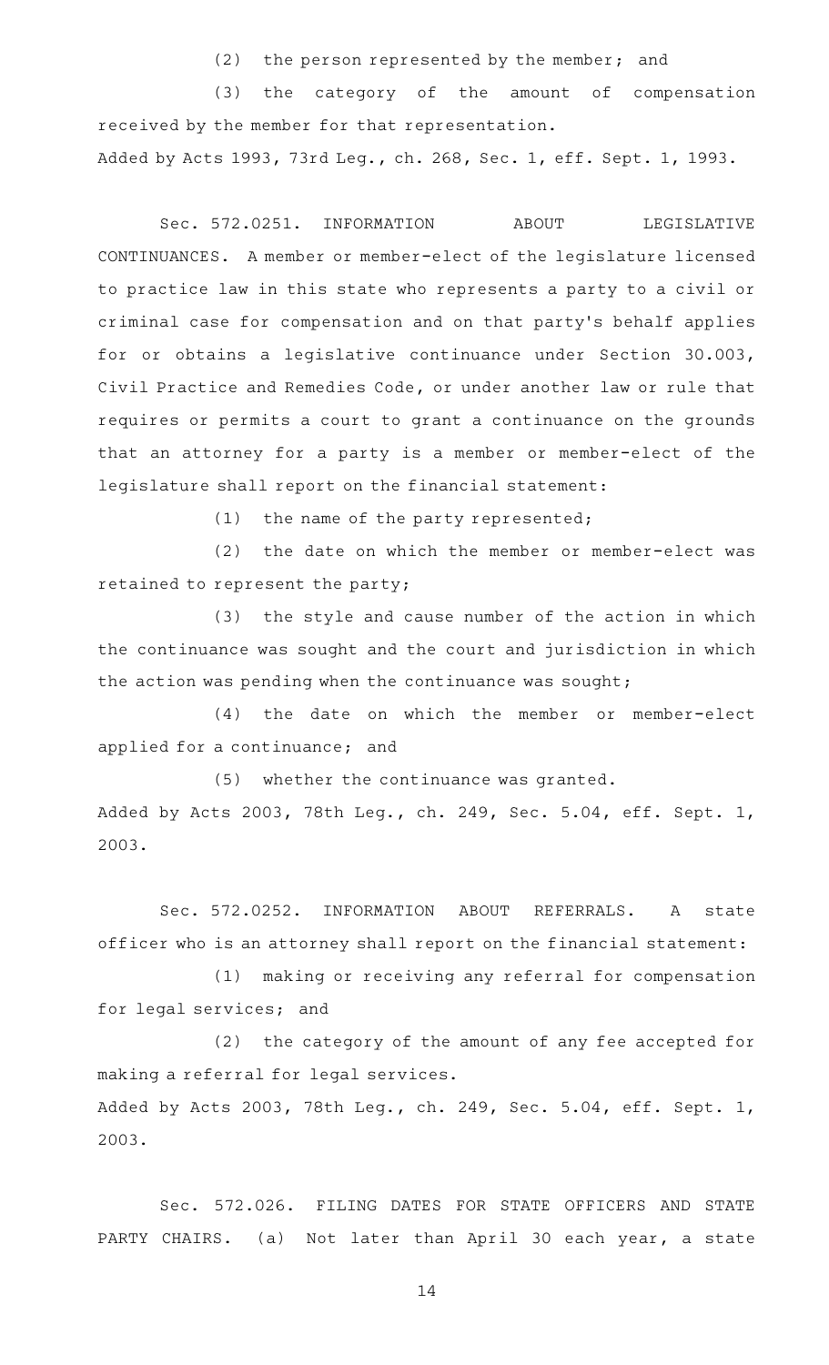(2) the person represented by the member; and

(3) the category of the amount of compensation received by the member for that representation.

Added by Acts 1993, 73rd Leg., ch. 268, Sec. 1, eff. Sept. 1, 1993.

Sec. 572.0251. INFORMATION ABOUT LEGISLATIVE CONTINUANCES. A member or member-elect of the legislature licensed to practice law in this state who represents a party to a civil or criminal case for compensation and on that party's behalf applies for or obtains a legislative continuance under Section 30.003, Civil Practice and Remedies Code, or under another law or rule that requires or permits a court to grant a continuance on the grounds that an attorney for a party is a member or member-elect of the legislature shall report on the financial statement:

(1) the name of the party represented;

(2) the date on which the member or member-elect was retained to represent the party;

(3) the style and cause number of the action in which the continuance was sought and the court and jurisdiction in which the action was pending when the continuance was sought;

(4) the date on which the member or member-elect applied for a continuance; and

(5) whether the continuance was granted.

Added by Acts 2003, 78th Leg., ch. 249, Sec. 5.04, eff. Sept. 1, 2003.

Sec. 572.0252. INFORMATION ABOUT REFERRALS. A state officer who is an attorney shall report on the financial statement:

(1) making or receiving any referral for compensation for legal services; and

(2) the category of the amount of any fee accepted for making a referral for legal services.

Added by Acts 2003, 78th Leg., ch. 249, Sec. 5.04, eff. Sept. 1, 2003.

Sec. 572.026. FILING DATES FOR STATE OFFICERS AND STATE PARTY CHAIRS. (a) Not later than April 30 each year, a state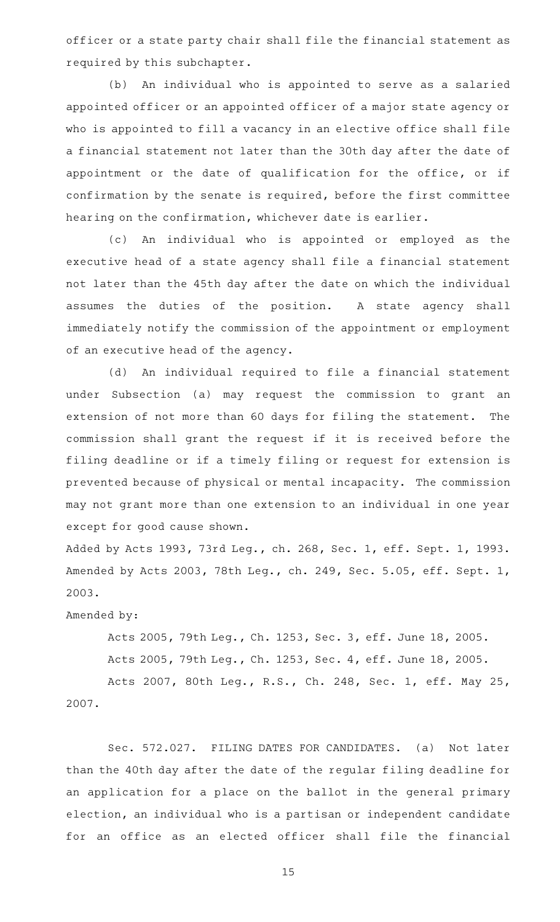officer or a state party chair shall file the financial statement as required by this subchapter.

(b) An individual who is appointed to serve as a salaried appointed officer or an appointed officer of a major state agency or who is appointed to fill a vacancy in an elective office shall file a financial statement not later than the 30th day after the date of appointment or the date of qualification for the office, or if confirmation by the senate is required, before the first committee hearing on the confirmation, whichever date is earlier.

(c) An individual who is appointed or employed as the executive head of a state agency shall file a financial statement not later than the 45th day after the date on which the individual assumes the duties of the position. A state agency shall immediately notify the commission of the appointment or employment of an executive head of the agency.

(d) An individual required to file a financial statement under Subsection (a) may request the commission to grant an extension of not more than 60 days for filing the statement. The commission shall grant the request if it is received before the filing deadline or if a timely filing or request for extension is prevented because of physical or mental incapacity. The commission may not grant more than one extension to an individual in one year except for good cause shown.

Added by Acts 1993, 73rd Leg., ch. 268, Sec. 1, eff. Sept. 1, 1993. Amended by Acts 2003, 78th Leg., ch. 249, Sec. 5.05, eff. Sept. 1, 2003.

Amended by:

Acts 2005, 79th Leg., Ch. 1253, Sec. 3, eff. June 18, 2005.

Acts 2005, 79th Leg., Ch. 1253, Sec. 4, eff. June 18, 2005.

Acts 2007, 80th Leg., R.S., Ch. 248, Sec. 1, eff. May 25, 2007.

Sec. 572.027. FILING DATES FOR CANDIDATES. (a) Not later than the 40th day after the date of the regular filing deadline for an application for a place on the ballot in the general primary election, an individual who is a partisan or independent candidate for an office as an elected officer shall file the financial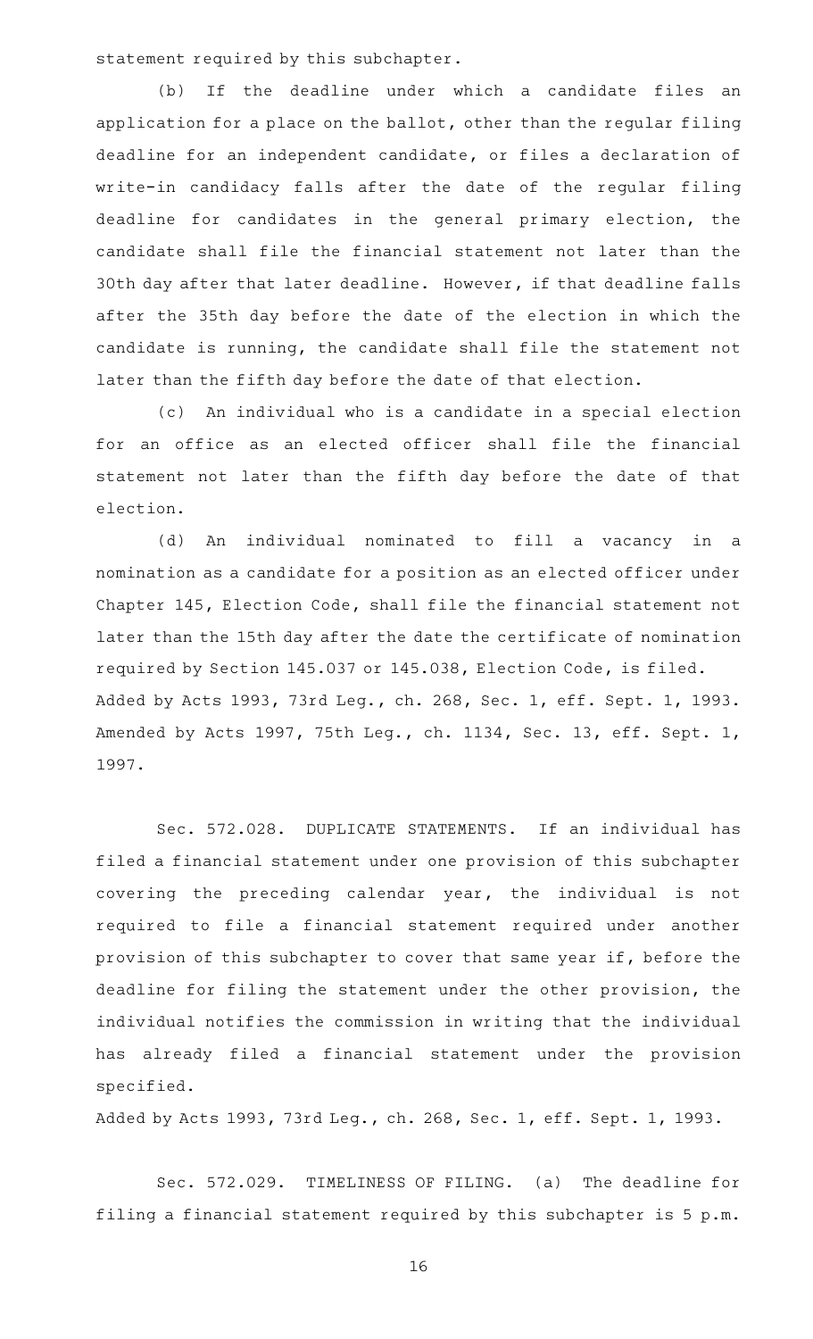statement required by this subchapter.

(b) If the deadline under which a candidate files an application for a place on the ballot, other than the regular filing deadline for an independent candidate, or files a declaration of write-in candidacy falls after the date of the regular filing deadline for candidates in the general primary election, the candidate shall file the financial statement not later than the 30th day after that later deadline. However, if that deadline falls after the 35th day before the date of the election in which the candidate is running, the candidate shall file the statement not later than the fifth day before the date of that election.

(c) An individual who is a candidate in a special election for an office as an elected officer shall file the financial statement not later than the fifth day before the date of that election.

(d) An individual nominated to fill a vacancy in a nomination as a candidate for a position as an elected officer under Chapter 145, Election Code, shall file the financial statement not later than the 15th day after the date the certificate of nomination required by Section 145.037 or 145.038, Election Code, is filed.

Added by Acts 1993, 73rd Leg., ch. 268, Sec. 1, eff. Sept. 1, 1993. Amended by Acts 1997, 75th Leg., ch. 1134, Sec. 13, eff. Sept. 1, 1997.

Sec. 572.028. DUPLICATE STATEMENTS. If an individual has filed a financial statement under one provision of this subchapter covering the preceding calendar year, the individual is not required to file a financial statement required under another provision of this subchapter to cover that same year if, before the deadline for filing the statement under the other provision, the individual notifies the commission in writing that the individual has already filed a financial statement under the provision specified.

Added by Acts 1993, 73rd Leg., ch. 268, Sec. 1, eff. Sept. 1, 1993.

Sec. 572.029. TIMELINESS OF FILING. (a) The deadline for filing a financial statement required by this subchapter is 5 p.m.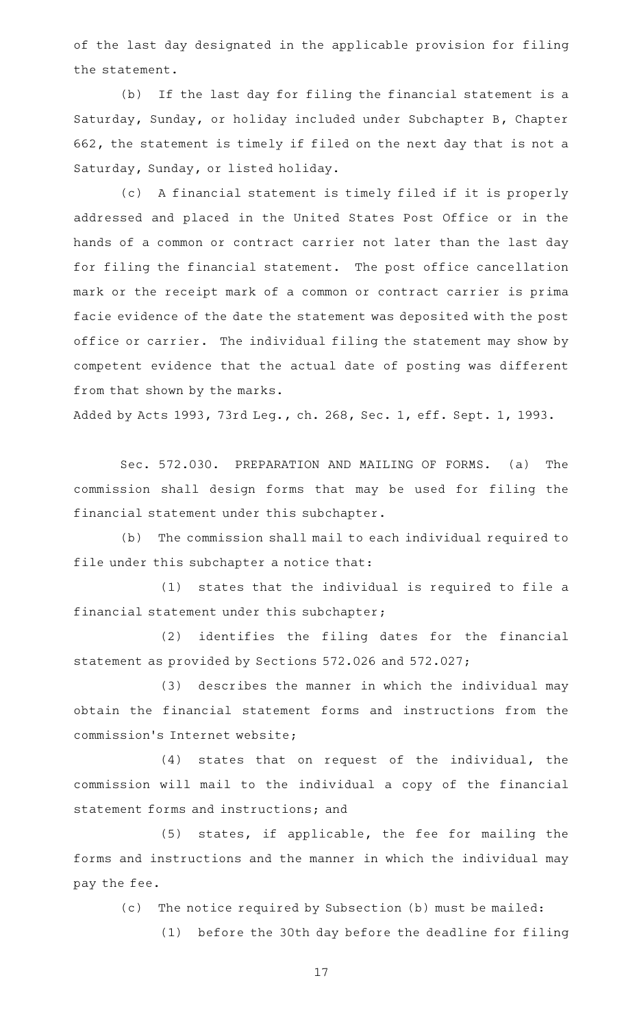of the last day designated in the applicable provision for filing the statement.

(b) If the last day for filing the financial statement is a Saturday, Sunday, or holiday included under Subchapter B, Chapter 662, the statement is timely if filed on the next day that is not a Saturday, Sunday, or listed holiday.

(c) A financial statement is timely filed if it is properly addressed and placed in the United States Post Office or in the hands of a common or contract carrier not later than the last day for filing the financial statement. The post office cancellation mark or the receipt mark of a common or contract carrier is prima facie evidence of the date the statement was deposited with the post office or carrier. The individual filing the statement may show by competent evidence that the actual date of posting was different from that shown by the marks.

Added by Acts 1993, 73rd Leg., ch. 268, Sec. 1, eff. Sept. 1, 1993.

Sec. 572.030. PREPARATION AND MAILING OF FORMS. (a) The commission shall design forms that may be used for filing the financial statement under this subchapter.

(b) The commission shall mail to each individual required to file under this subchapter a notice that:

(1) states that the individual is required to file a financial statement under this subchapter;

(2) identifies the filing dates for the financial statement as provided by Sections 572.026 and 572.027;

(3) describes the manner in which the individual may obtain the financial statement forms and instructions from the commission's Internet website;

(4) states that on request of the individual, the commission will mail to the individual a copy of the financial statement forms and instructions; and

(5) states, if applicable, the fee for mailing the forms and instructions and the manner in which the individual may pay the fee.

(c) The notice required by Subsection (b) must be mailed:

(1) before the 30th day before the deadline for filing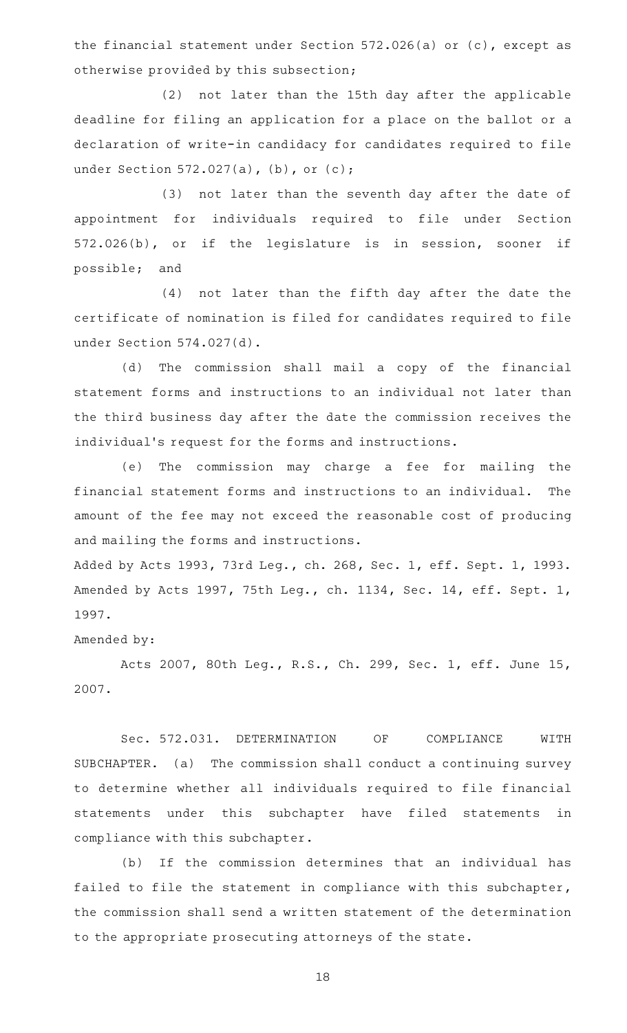the financial statement under Section 572.026(a) or (c), except as otherwise provided by this subsection;

(2) not later than the 15th day after the applicable deadline for filing an application for a place on the ballot or a declaration of write-in candidacy for candidates required to file under Section 572.027(a), (b), or (c);

(3) not later than the seventh day after the date of appointment for individuals required to file under Section 572.026(b), or if the legislature is in session, sooner if possible; and

(4) not later than the fifth day after the date the certificate of nomination is filed for candidates required to file under Section 574.027(d).

(d) The commission shall mail a copy of the financial statement forms and instructions to an individual not later than the third business day after the date the commission receives the individual's request for the forms and instructions.

(e) The commission may charge a fee for mailing the financial statement forms and instructions to an individual. The amount of the fee may not exceed the reasonable cost of producing and mailing the forms and instructions.

Added by Acts 1993, 73rd Leg., ch. 268, Sec. 1, eff. Sept. 1, 1993. Amended by Acts 1997, 75th Leg., ch. 1134, Sec. 14, eff. Sept. 1, 1997.

Amended by:

Acts 2007, 80th Leg., R.S., Ch. 299, Sec. 1, eff. June 15, 2007.

Sec. 572.031. DETERMINATION OF COMPLIANCE WITH SUBCHAPTER. (a) The commission shall conduct a continuing survey to determine whether all individuals required to file financial statements under this subchapter have filed statements in compliance with this subchapter.

(b) If the commission determines that an individual has failed to file the statement in compliance with this subchapter, the commission shall send a written statement of the determination to the appropriate prosecuting attorneys of the state.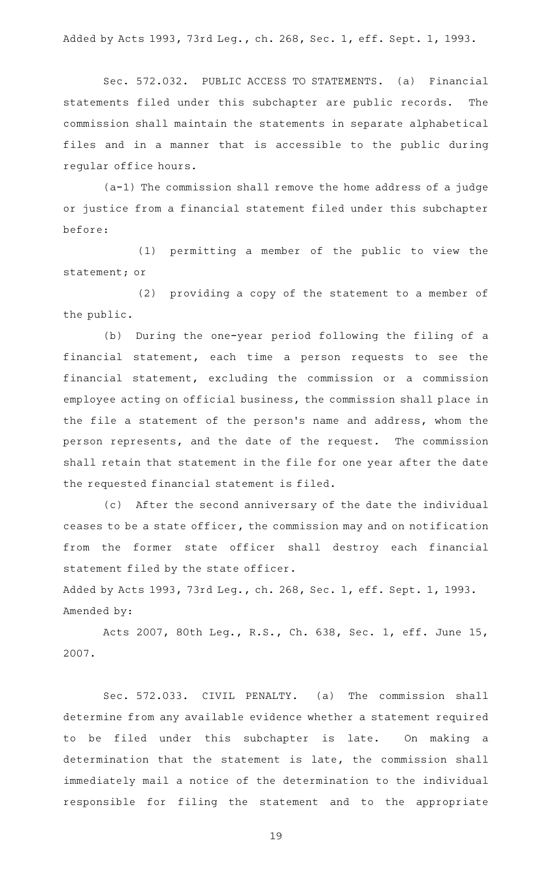Added by Acts 1993, 73rd Leg., ch. 268, Sec. 1, eff. Sept. 1, 1993.

Sec. 572.032. PUBLIC ACCESS TO STATEMENTS. (a) Financial statements filed under this subchapter are public records. The commission shall maintain the statements in separate alphabetical files and in a manner that is accessible to the public during regular office hours.

(a-1) The commission shall remove the home address of a judge or justice from a financial statement filed under this subchapter before:

(1) permitting a member of the public to view the statement; or

(2) providing a copy of the statement to a member of the public.

(b) During the one-year period following the filing of a financial statement, each time a person requests to see the financial statement, excluding the commission or a commission employee acting on official business, the commission shall place in the file a statement of the person's name and address, whom the person represents, and the date of the request. The commission shall retain that statement in the file for one year after the date the requested financial statement is filed.

(c) After the second anniversary of the date the individual ceases to be a state officer, the commission may and on notification from the former state officer shall destroy each financial statement filed by the state officer.

Added by Acts 1993, 73rd Leg., ch. 268, Sec. 1, eff. Sept. 1, 1993.
Amended by:

Acts 2007, 80th Leg., R.S., Ch. 638, Sec. 1, eff. June 15, 2007.

Sec. 572.033. CIVIL PENALTY. (a) The commission shall determine from any available evidence whether a statement required to be filed under this subchapter is late. On making a determination that the statement is late, the commission shall immediately mail a notice of the determination to the individual responsible for filing the statement and to the appropriate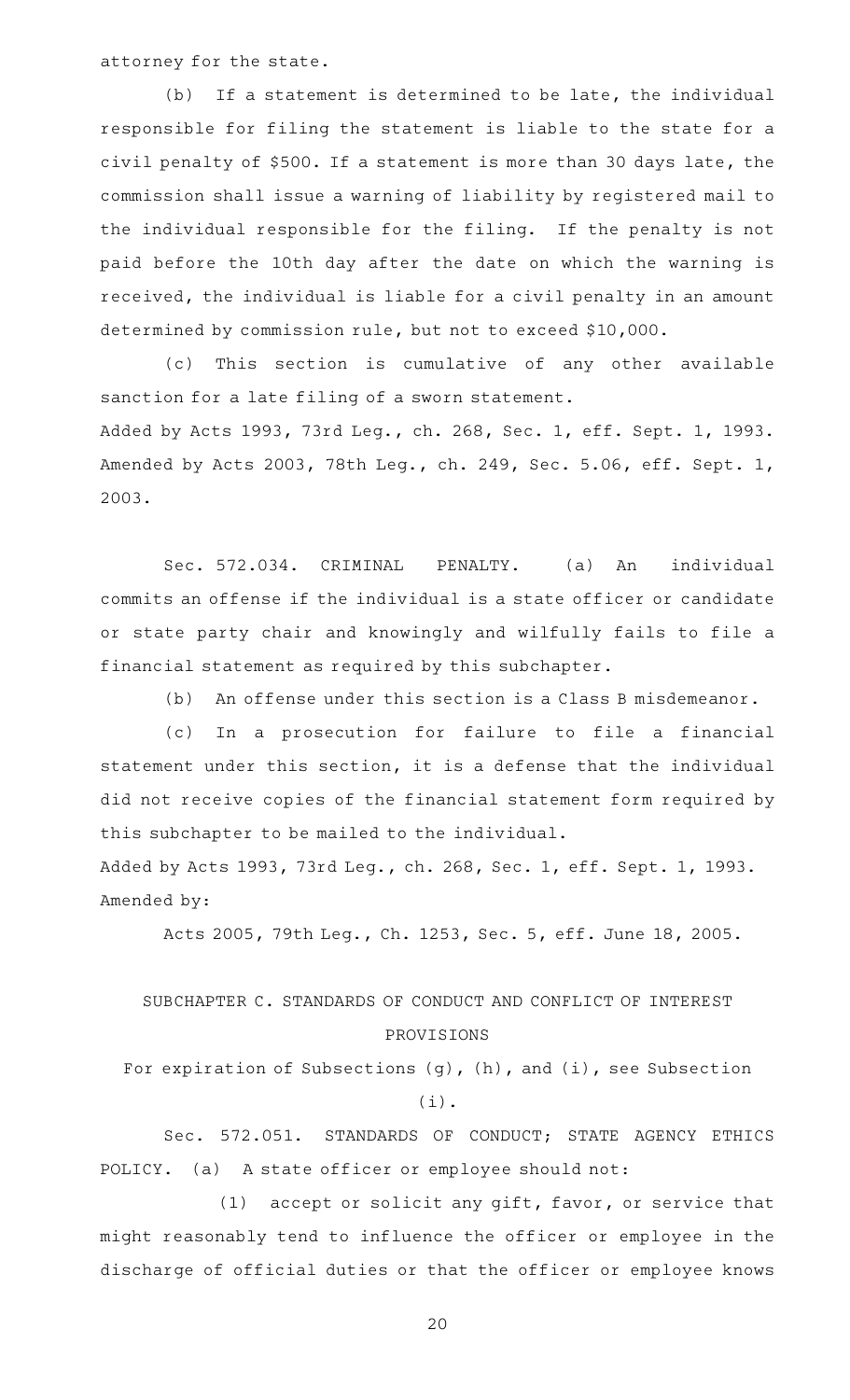attorney for the state.

(b) If a statement is determined to be late, the individual responsible for filing the statement is liable to the state for a civil penalty of $500. If a statement is more than 30 days late, the commission shall issue a warning of liability by registered mail to the individual responsible for the filing. If the penalty is not paid before the 10th day after the date on which the warning is received, the individual is liable for a civil penalty in an amount determined by commission rule, but not to exceed $10,000.

(c) This section is cumulative of any other available sanction for a late filing of a sworn statement.

Added by Acts 1993, 73rd Leg., ch. 268, Sec. 1, eff. Sept. 1, 1993. Amended by Acts 2003, 78th Leg., ch. 249, Sec. 5.06, eff. Sept. 1, 2003.

Sec. 572.034. CRIMINAL PENALTY. (a) An individual commits an offense if the individual is a state officer or candidate or state party chair and knowingly and wilfully fails to file a financial statement as required by this subchapter.

(b) An offense under this section is a Class B misdemeanor.

(c) In a prosecution for failure to file a financial statement under this section, it is a defense that the individual did not receive copies of the financial statement form required by this subchapter to be mailed to the individual.

Added by Acts 1993, 73rd Leg., ch. 268, Sec. 1, eff. Sept. 1, 1993. Amended by:

Acts 2005, 79th Leg., Ch. 1253, Sec. 5, eff. June 18, 2005.

## SUBCHAPTER C. STANDARDS OF CONDUCT AND CONFLICT OF INTEREST PROVISIONS

For expiration of Subsections (g), (h), and (i), see Subsection (i).

Sec. 572.051. STANDARDS OF CONDUCT; STATE AGENCY ETHICS POLICY. (a) A state officer or employee should not:

(1) accept or solicit any gift, favor, or service that might reasonably tend to influence the officer or employee in the discharge of official duties or that the officer or employee knows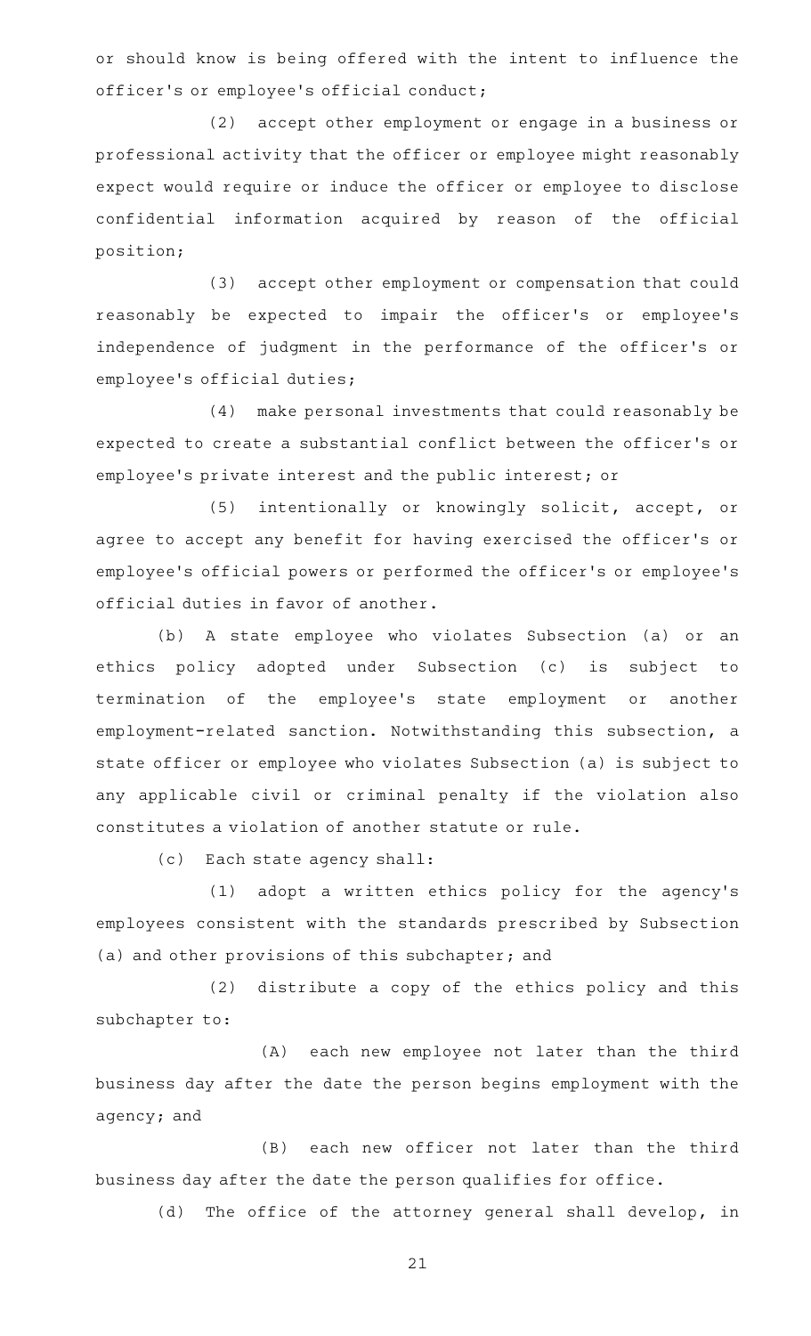or should know is being offered with the intent to influence the officer's or employee's official conduct;

(2) accept other employment or engage in a business or professional activity that the officer or employee might reasonably expect would require or induce the officer or employee to disclose confidential information acquired by reason of the official position;

(3) accept other employment or compensation that could reasonably be expected to impair the officer's or employee's independence of judgment in the performance of the officer's or employee's official duties;

(4) make personal investments that could reasonably be expected to create a substantial conflict between the officer's or employee's private interest and the public interest; or

(5) intentionally or knowingly solicit, accept, or agree to accept any benefit for having exercised the officer's or employee's official powers or performed the officer's or employee's official duties in favor of another.

(b) A state employee who violates Subsection (a) or an ethics policy adopted under Subsection (c) is subject to termination of the employee's state employment or another employment-related sanction. Notwithstanding this subsection, a state officer or employee who violates Subsection (a) is subject to any applicable civil or criminal penalty if the violation also constitutes a violation of another statute or rule.

(c) Each state agency shall:

(1) adopt a written ethics policy for the agency's employees consistent with the standards prescribed by Subsection (a) and other provisions of this subchapter; and

(2) distribute a copy of the ethics policy and this subchapter to:

(A) each new employee not later than the third business day after the date the person begins employment with the agency; and

(B) each new officer not later than the third business day after the date the person qualifies for office.

(d) The office of the attorney general shall develop, in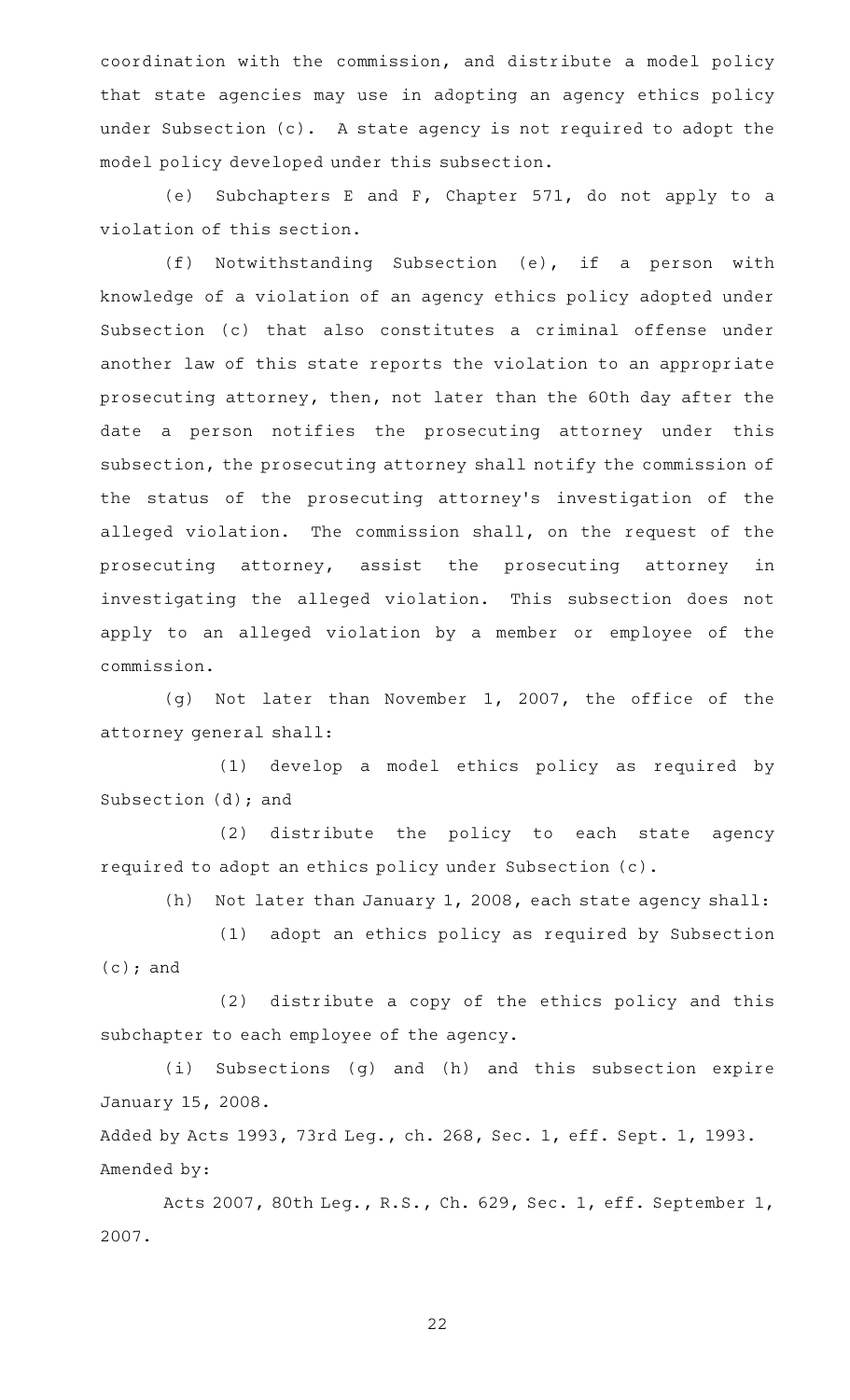coordination with the commission, and distribute a model policy that state agencies may use in adopting an agency ethics policy under Subsection (c). A state agency is not required to adopt the model policy developed under this subsection.

(e) Subchapters E and F, Chapter 571, do not apply to a violation of this section.

(f) Notwithstanding Subsection (e), if a person with knowledge of a violation of an agency ethics policy adopted under Subsection (c) that also constitutes a criminal offense under another law of this state reports the violation to an appropriate prosecuting attorney, then, not later than the 60th day after the date a person notifies the prosecuting attorney under this subsection, the prosecuting attorney shall notify the commission of the status of the prosecuting attorney's investigation of the alleged violation. The commission shall, on the request of the prosecuting attorney, assist the prosecuting attorney in investigating the alleged violation. This subsection does not apply to an alleged violation by a member or employee of the commission.

(g) Not later than November 1, 2007, the office of the attorney general shall:

(1) develop a model ethics policy as required by Subsection (d); and

(2) distribute the policy to each state agency required to adopt an ethics policy under Subsection (c).

(h) Not later than January 1, 2008, each state agency shall:

(1) adopt an ethics policy as required by Subsection (c); and

(2) distribute a copy of the ethics policy and this subchapter to each employee of the agency.

(i) Subsections (g) and (h) and this subsection expire January 15, 2008.

Added by Acts 1993, 73rd Leg., ch. 268, Sec. 1, eff. Sept. 1, 1993.
Amended by:

Acts 2007, 80th Leg., R.S., Ch. 629, Sec. 1, eff. September 1, 2007.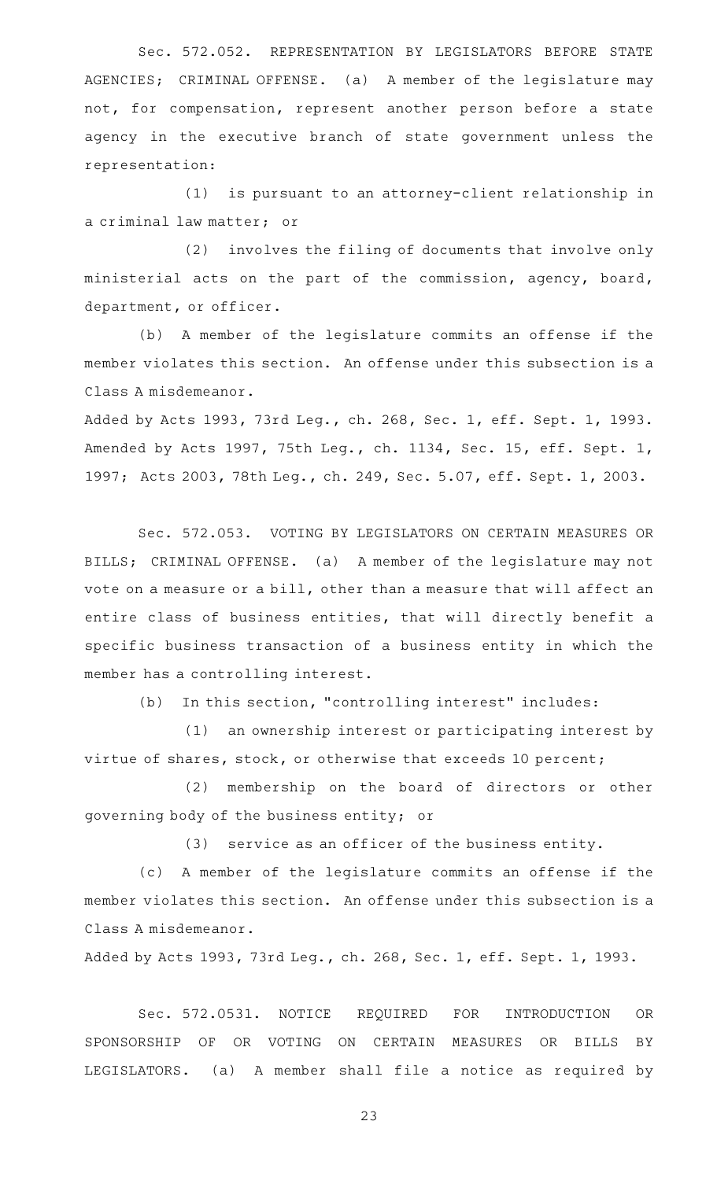Sec. 572.052. REPRESENTATION BY LEGISLATORS BEFORE STATE AGENCIES; CRIMINAL OFFENSE. (a) A member of the legislature may not, for compensation, represent another person before a state agency in the executive branch of state government unless the representation:

(1) is pursuant to an attorney-client relationship in a criminal law matter; or

(2) involves the filing of documents that involve only ministerial acts on the part of the commission, agency, board, department, or officer.

(b) A member of the legislature commits an offense if the member violates this section. An offense under this subsection is a Class A misdemeanor.

Added by Acts 1993, 73rd Leg., ch. 268, Sec. 1, eff. Sept. 1, 1993. Amended by Acts 1997, 75th Leg., ch. 1134, Sec. 15, eff. Sept. 1, 1997; Acts 2003, 78th Leg., ch. 249, Sec. 5.07, eff. Sept. 1, 2003.

Sec. 572.053. VOTING BY LEGISLATORS ON CERTAIN MEASURES OR BILLS; CRIMINAL OFFENSE. (a) A member of the legislature may not vote on a measure or a bill, other than a measure that will affect an entire class of business entities, that will directly benefit a specific business transaction of a business entity in which the member has a controlling interest.

(b) In this section, "controlling interest" includes:

(1) an ownership interest or participating interest by virtue of shares, stock, or otherwise that exceeds 10 percent;

(2) membership on the board of directors or other governing body of the business entity; or

(3) service as an officer of the business entity.

(c) A member of the legislature commits an offense if the member violates this section. An offense under this subsection is a Class A misdemeanor.

Added by Acts 1993, 73rd Leg., ch. 268, Sec. 1, eff. Sept. 1, 1993.

Sec. 572.0531. NOTICE REQUIRED FOR INTRODUCTION OR SPONSORSHIP OF OR VOTING ON CERTAIN MEASURES OR BILLS BY LEGISLATORS. (a) A member shall file a notice as required by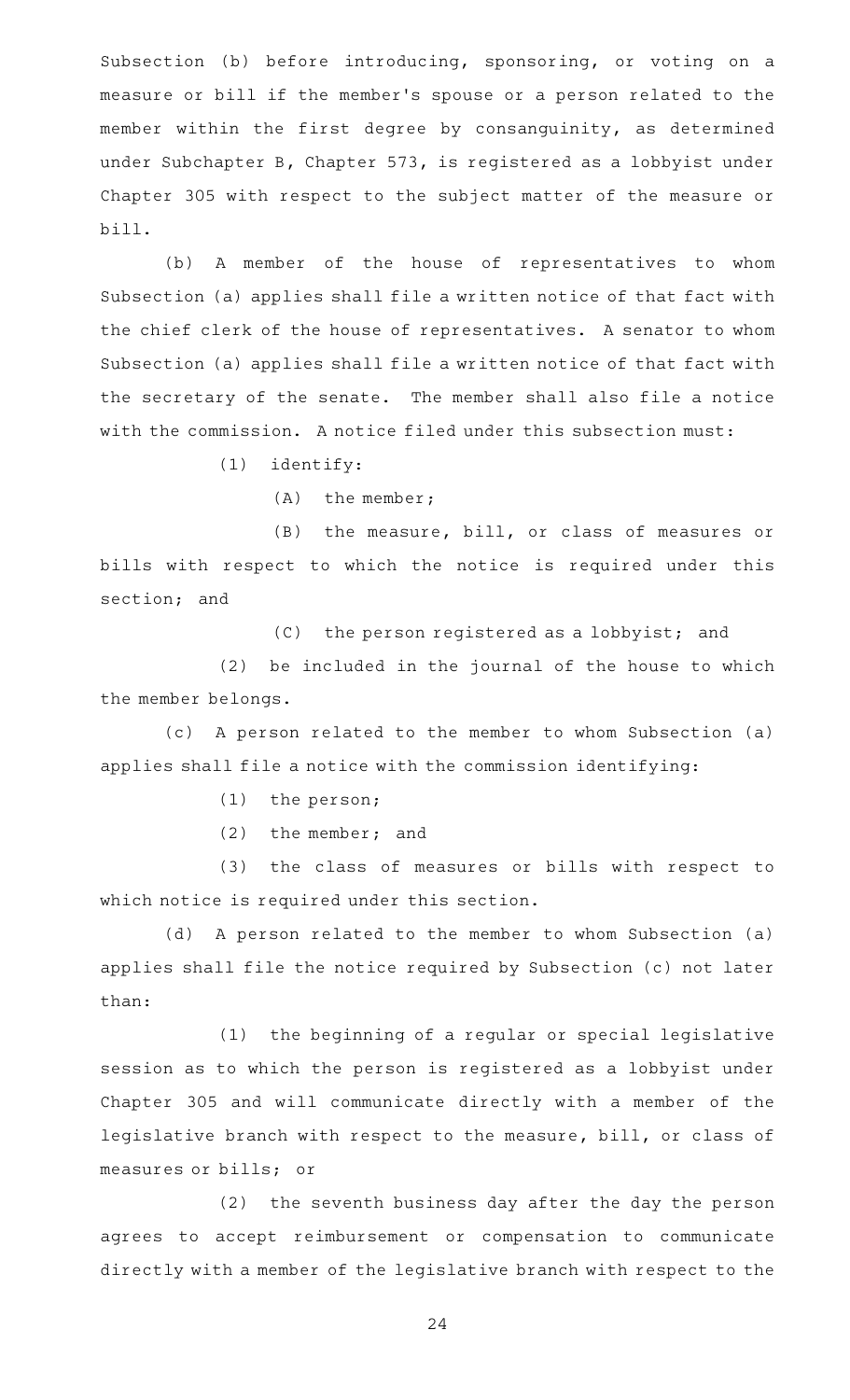Subsection (b) before introducing, sponsoring, or voting on a measure or bill if the member's spouse or a person related to the member within the first degree by consanguinity, as determined under Subchapter B, Chapter 573, is registered as a lobbyist under Chapter 305 with respect to the subject matter of the measure or bill.

(b) A member of the house of representatives to whom Subsection (a) applies shall file a written notice of that fact with the chief clerk of the house of representatives. A senator to whom Subsection (a) applies shall file a written notice of that fact with the secretary of the senate. The member shall also file a notice with the commission. A notice filed under this subsection must:

(1) identify:

(A) the member;

(B) the measure, bill, or class of measures or bills with respect to which the notice is required under this section; and

(C) the person registered as a lobbyist; and

(2) be included in the journal of the house to which the member belongs.

(c) A person related to the member to whom Subsection (a) applies shall file a notice with the commission identifying:

(1) the person;

(2) the member; and

(3) the class of measures or bills with respect to which notice is required under this section.

(d) A person related to the member to whom Subsection (a) applies shall file the notice required by Subsection (c) not later than:

(1) the beginning of a regular or special legislative session as to which the person is registered as a lobbyist under Chapter 305 and will communicate directly with a member of the legislative branch with respect to the measure, bill, or class of measures or bills; or

(2) the seventh business day after the day the person agrees to accept reimbursement or compensation to communicate directly with a member of the legislative branch with respect to the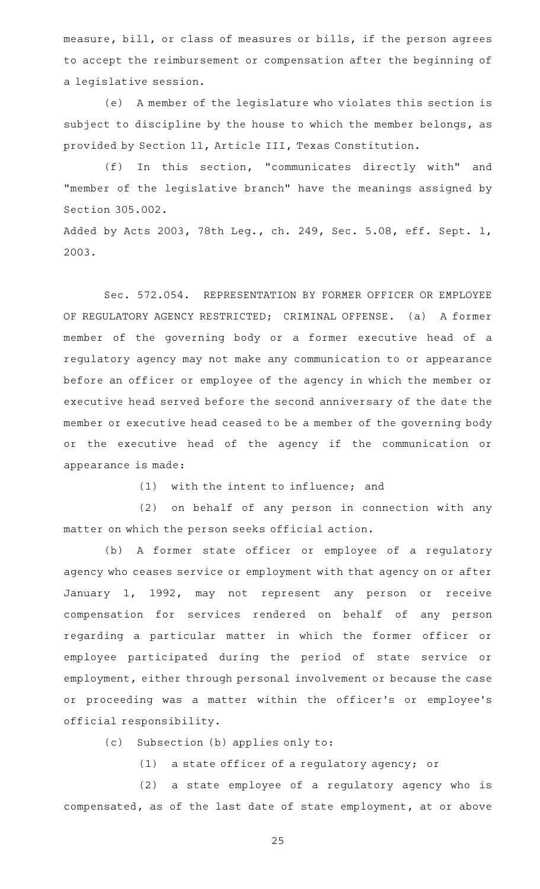measure, bill, or class of measures or bills, if the person agrees to accept the reimbursement or compensation after the beginning of a legislative session.

(e) A member of the legislature who violates this section is subject to discipline by the house to which the member belongs, as provided by Section 11, Article III, Texas Constitution.

(f) In this section, "communicates directly with" and "member of the legislative branch" have the meanings assigned by Section 305.002.

Added by Acts 2003, 78th Leg., ch. 249, Sec. 5.08, eff. Sept. 1, 2003.

Sec. 572.054. REPRESENTATION BY FORMER OFFICER OR EMPLOYEE OF REGULATORY AGENCY RESTRICTED; CRIMINAL OFFENSE. (a) A former member of the governing body or a former executive head of a regulatory agency may not make any communication to or appearance before an officer or employee of the agency in which the member or executive head served before the second anniversary of the date the member or executive head ceased to be a member of the governing body or the executive head of the agency if the communication or appearance is made:

(1) with the intent to influence; and

(2) on behalf of any person in connection with any matter on which the person seeks official action.

(b) A former state officer or employee of a regulatory agency who ceases service or employment with that agency on or after January 1, 1992, may not represent any person or receive compensation for services rendered on behalf of any person regarding a particular matter in which the former officer or employee participated during the period of state service or employment, either through personal involvement or because the case or proceeding was a matter within the officer's or employee's official responsibility.

(c) Subsection (b) applies only to:

(1) a state officer of a regulatory agency; or

(2) a state employee of a regulatory agency who is compensated, as of the last date of state employment, at or above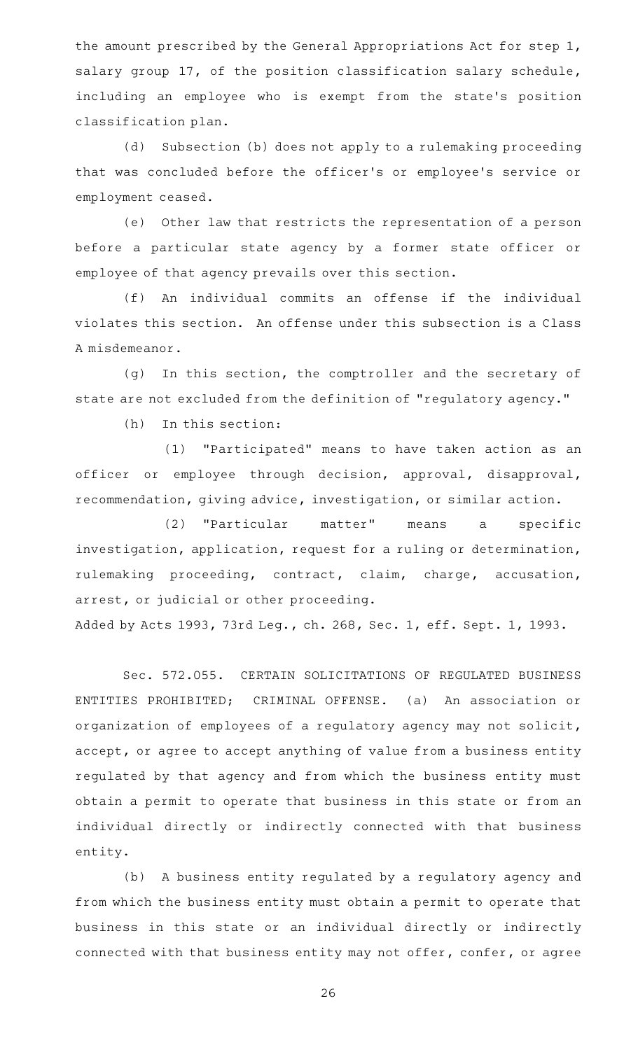the amount prescribed by the General Appropriations Act for step 1, salary group 17, of the position classification salary schedule, including an employee who is exempt from the state's position classification plan.

(d) Subsection (b) does not apply to a rulemaking proceeding that was concluded before the officer's or employee's service or employment ceased.

(e) Other law that restricts the representation of a person before a particular state agency by a former state officer or employee of that agency prevails over this section.

(f) An individual commits an offense if the individual violates this section. An offense under this subsection is a Class A misdemeanor.

(g) In this section, the comptroller and the secretary of state are not excluded from the definition of "regulatory agency."

(h) In this section:

(1) "Participated" means to have taken action as an officer or employee through decision, approval, disapproval, recommendation, giving advice, investigation, or similar action.

(2) "Particular matter" means a specific investigation, application, request for a ruling or determination, rulemaking proceeding, contract, claim, charge, accusation, arrest, or judicial or other proceeding.

Added by Acts 1993, 73rd Leg., ch. 268, Sec. 1, eff. Sept. 1, 1993.

Sec. 572.055. CERTAIN SOLICITATIONS OF REGULATED BUSINESS ENTITIES PROHIBITED; CRIMINAL OFFENSE. (a) An association or organization of employees of a regulatory agency may not solicit, accept, or agree to accept anything of value from a business entity regulated by that agency and from which the business entity must obtain a permit to operate that business in this state or from an individual directly or indirectly connected with that business entity.

(b) A business entity regulated by a regulatory agency and from which the business entity must obtain a permit to operate that business in this state or an individual directly or indirectly connected with that business entity may not offer, confer, or agree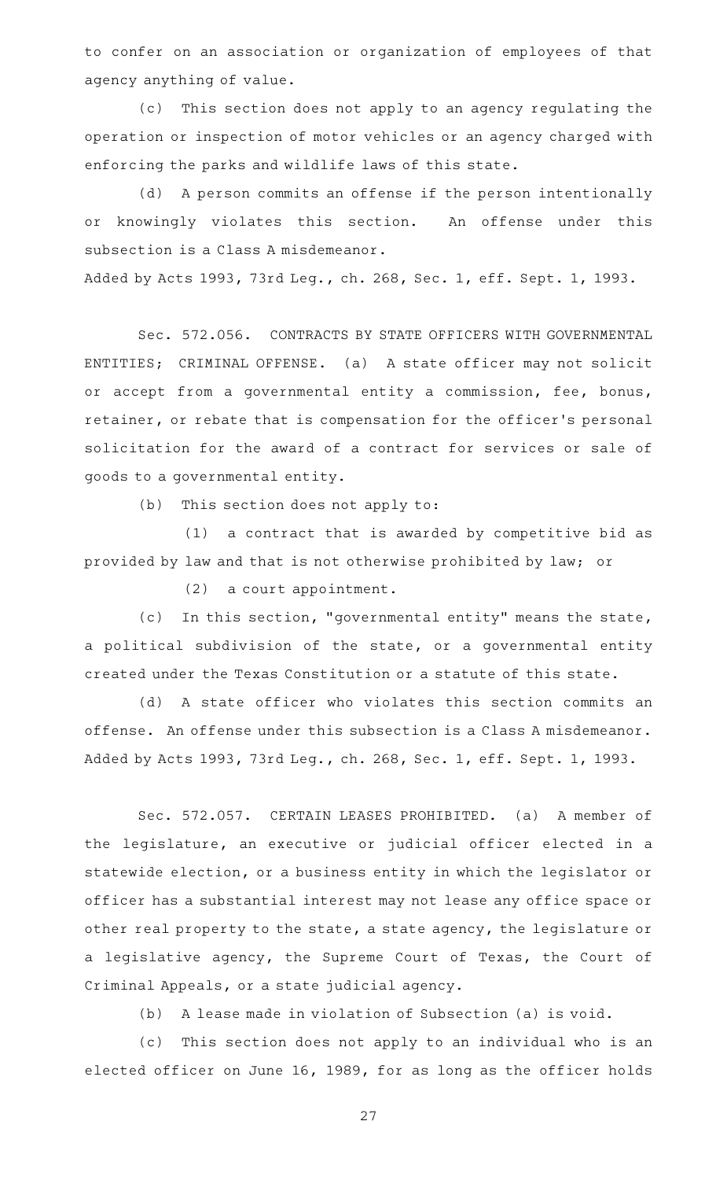to confer on an association or organization of employees of that agency anything of value.

(c) This section does not apply to an agency regulating the operation or inspection of motor vehicles or an agency charged with enforcing the parks and wildlife laws of this state.

(d) A person commits an offense if the person intentionally or knowingly violates this section. An offense under this subsection is a Class A misdemeanor.

Added by Acts 1993, 73rd Leg., ch. 268, Sec. 1, eff. Sept. 1, 1993.

Sec. 572.056. CONTRACTS BY STATE OFFICERS WITH GOVERNMENTAL ENTITIES; CRIMINAL OFFENSE. (a) A state officer may not solicit or accept from a governmental entity a commission, fee, bonus, retainer, or rebate that is compensation for the officer's personal solicitation for the award of a contract for services or sale of goods to a governmental entity.

(b) This section does not apply to:

(1) a contract that is awarded by competitive bid as provided by law and that is not otherwise prohibited by law; or

(2) a court appointment.

(c) In this section, "governmental entity" means the state, a political subdivision of the state, or a governmental entity created under the Texas Constitution or a statute of this state.

(d) A state officer who violates this section commits an offense. An offense under this subsection is a Class A misdemeanor.

Added by Acts 1993, 73rd Leg., ch. 268, Sec. 1, eff. Sept. 1, 1993.

Sec. 572.057. CERTAIN LEASES PROHIBITED. (a) A member of the legislature, an executive or judicial officer elected in a statewide election, or a business entity in which the legislator or officer has a substantial interest may not lease any office space or other real property to the state, a state agency, the legislature or a legislative agency, the Supreme Court of Texas, the Court of Criminal Appeals, or a state judicial agency.

(b) A lease made in violation of Subsection (a) is void.

(c) This section does not apply to an individual who is an elected officer on June 16, 1989, for as long as the officer holds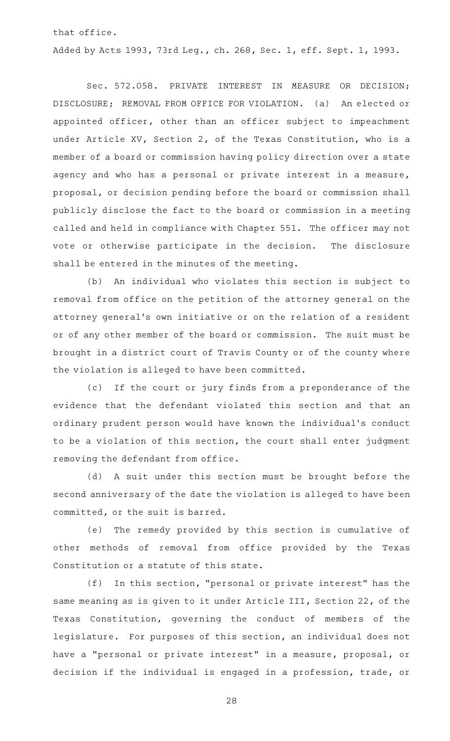that office.

Added by Acts 1993, 73rd Leg., ch. 268, Sec. 1, eff. Sept. 1, 1993.

Sec. 572.058. PRIVATE INTEREST IN MEASURE OR DECISION; DISCLOSURE; REMOVAL FROM OFFICE FOR VIOLATION. (a) An elected or appointed officer, other than an officer subject to impeachment under Article XV, Section 2, of the Texas Constitution, who is a member of a board or commission having policy direction over a state agency and who has a personal or private interest in a measure, proposal, or decision pending before the board or commission shall publicly disclose the fact to the board or commission in a meeting called and held in compliance with Chapter 551. The officer may not vote or otherwise participate in the decision. The disclosure shall be entered in the minutes of the meeting.

(b) An individual who violates this section is subject to removal from office on the petition of the attorney general on the attorney general's own initiative or on the relation of a resident or of any other member of the board or commission. The suit must be brought in a district court of Travis County or of the county where the violation is alleged to have been committed.

(c) If the court or jury finds from a preponderance of the evidence that the defendant violated this section and that an ordinary prudent person would have known the individual's conduct to be a violation of this section, the court shall enter judgment removing the defendant from office.

(d) A suit under this section must be brought before the second anniversary of the date the violation is alleged to have been committed, or the suit is barred.

(e) The remedy provided by this section is cumulative of other methods of removal from office provided by the Texas Constitution or a statute of this state.

(f) In this section, "personal or private interest" has the same meaning as is given to it under Article III, Section 22, of the Texas Constitution, governing the conduct of members of the legislature. For purposes of this section, an individual does not have a "personal or private interest" in a measure, proposal, or decision if the individual is engaged in a profession, trade, or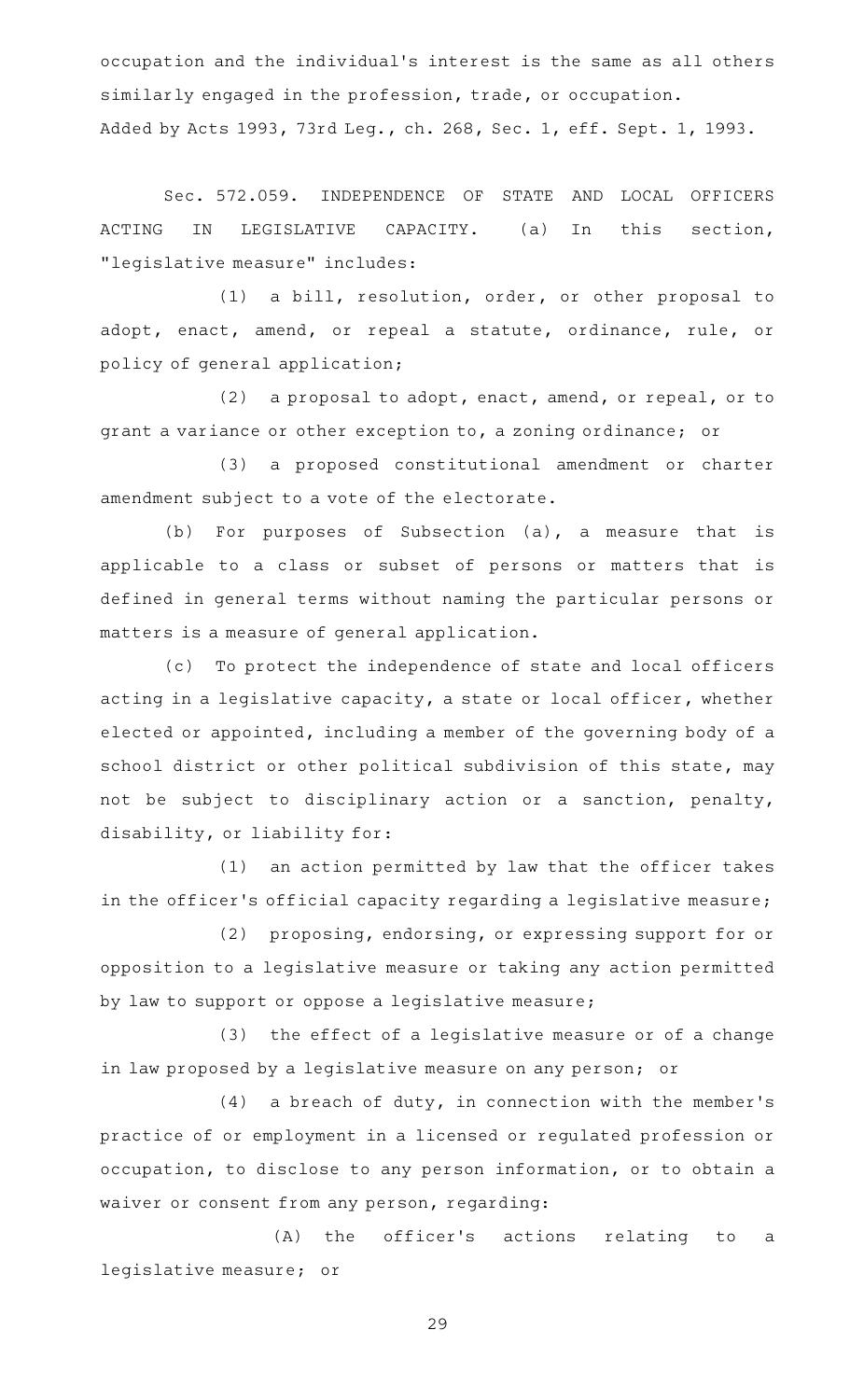occupation and the individual's interest is the same as all others similarly engaged in the profession, trade, or occupation.

Added by Acts 1993, 73rd Leg., ch. 268, Sec. 1, eff. Sept. 1, 1993.

Sec. 572.059. INDEPENDENCE OF STATE AND LOCAL OFFICERS ACTING IN LEGISLATIVE CAPACITY. (a) In this section, "legislative measure" includes:

(1) a bill, resolution, order, or other proposal to adopt, enact, amend, or repeal a statute, ordinance, rule, or policy of general application;

(2) a proposal to adopt, enact, amend, or repeal, or to grant a variance or other exception to, a zoning ordinance; or

(3) a proposed constitutional amendment or charter amendment subject to a vote of the electorate.

(b) For purposes of Subsection (a), a measure that is applicable to a class or subset of persons or matters that is defined in general terms without naming the particular persons or matters is a measure of general application.

(c) To protect the independence of state and local officers acting in a legislative capacity, a state or local officer, whether elected or appointed, including a member of the governing body of a school district or other political subdivision of this state, may not be subject to disciplinary action or a sanction, penalty, disability, or liability for:

(1) an action permitted by law that the officer takes in the officer's official capacity regarding a legislative measure;

(2) proposing, endorsing, or expressing support for or opposition to a legislative measure or taking any action permitted by law to support or oppose a legislative measure;

(3) the effect of a legislative measure or of a change in law proposed by a legislative measure on any person; or

(4) a breach of duty, in connection with the member's practice of or employment in a licensed or regulated profession or occupation, to disclose to any person information, or to obtain a waiver or consent from any person, regarding:

(A) the officer's actions relating to a legislative measure; or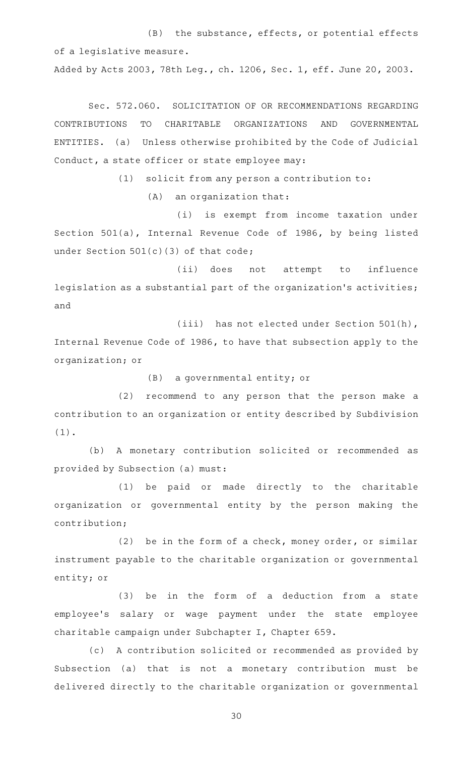(B) the substance, effects, or potential effects of a legislative measure.

Added by Acts 2003, 78th Leg., ch. 1206, Sec. 1, eff. June 20, 2003.

Sec. 572.060. SOLICITATION OF OR RECOMMENDATIONS REGARDING CONTRIBUTIONS TO CHARITABLE ORGANIZATIONS AND GOVERNMENTAL ENTITIES. (a) Unless otherwise prohibited by the Code of Judicial Conduct, a state officer or state employee may:

(1) solicit from any person a contribution to:

(A) an organization that:

(i) is exempt from income taxation under Section 501(a), Internal Revenue Code of 1986, by being listed under Section 501(c)(3) of that code;

(ii) does not attempt to influence legislation as a substantial part of the organization's activities; and

(iii) has not elected under Section 501(h), Internal Revenue Code of 1986, to have that subsection apply to the organization; or

(B) a governmental entity; or

(2) recommend to any person that the person make a contribution to an organization or entity described by Subdivision (1).

(b) A monetary contribution solicited or recommended as provided by Subsection (a) must:

(1) be paid or made directly to the charitable organization or governmental entity by the person making the contribution;

(2) be in the form of a check, money order, or similar instrument payable to the charitable organization or governmental entity; or

(3) be in the form of a deduction from a state employee's salary or wage payment under the state employee charitable campaign under Subchapter I, Chapter 659.

(c) A contribution solicited or recommended as provided by Subsection (a) that is not a monetary contribution must be delivered directly to the charitable organization or governmental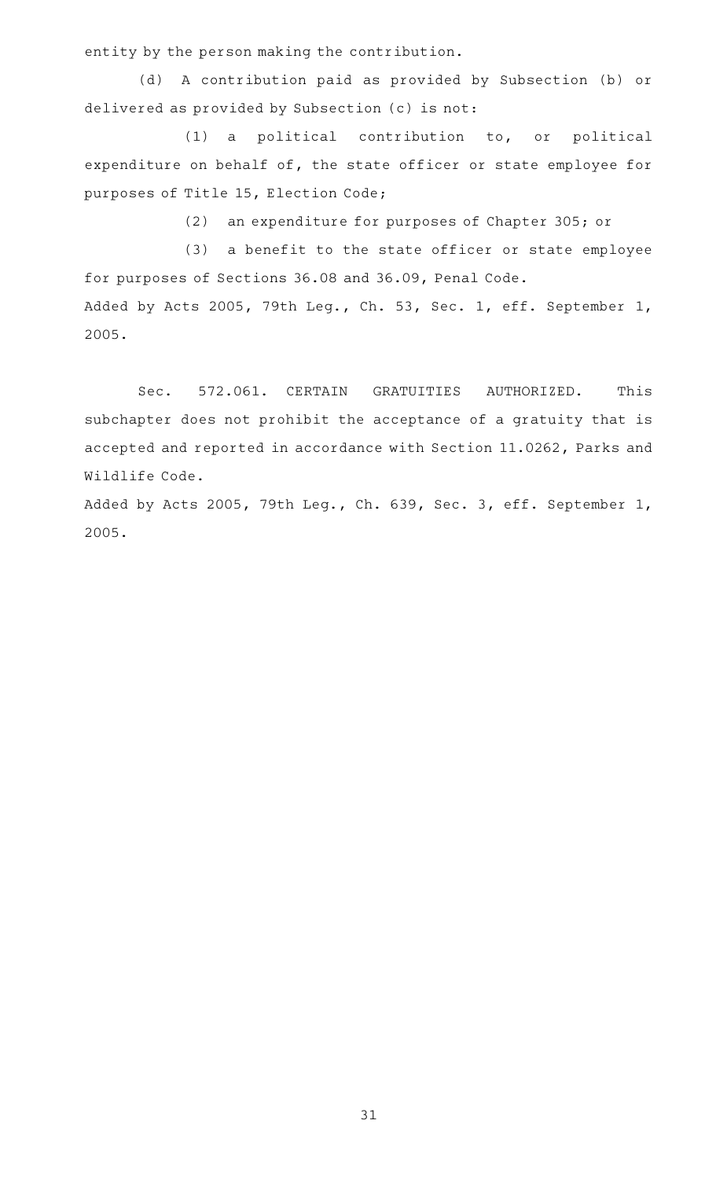entity by the person making the contribution.

(d) A contribution paid as provided by Subsection (b) or delivered as provided by Subsection (c) is not:

(1) a political contribution to, or political expenditure on behalf of, the state officer or state employee for purposes of Title 15, Election Code;

(2) an expenditure for purposes of Chapter 305; or

(3) a benefit to the state officer or state employee for purposes of Sections 36.08 and 36.09, Penal Code.

Added by Acts 2005, 79th Leg., Ch. 53, Sec. 1, eff. September 1, 2005.

Sec. 572.061. CERTAIN GRATUITIES AUTHORIZED. This subchapter does not prohibit the acceptance of a gratuity that is accepted and reported in accordance with Section 11.0262, Parks and Wildlife Code.

Added by Acts 2005, 79th Leg., Ch. 639, Sec. 3, eff. September 1, 2005.